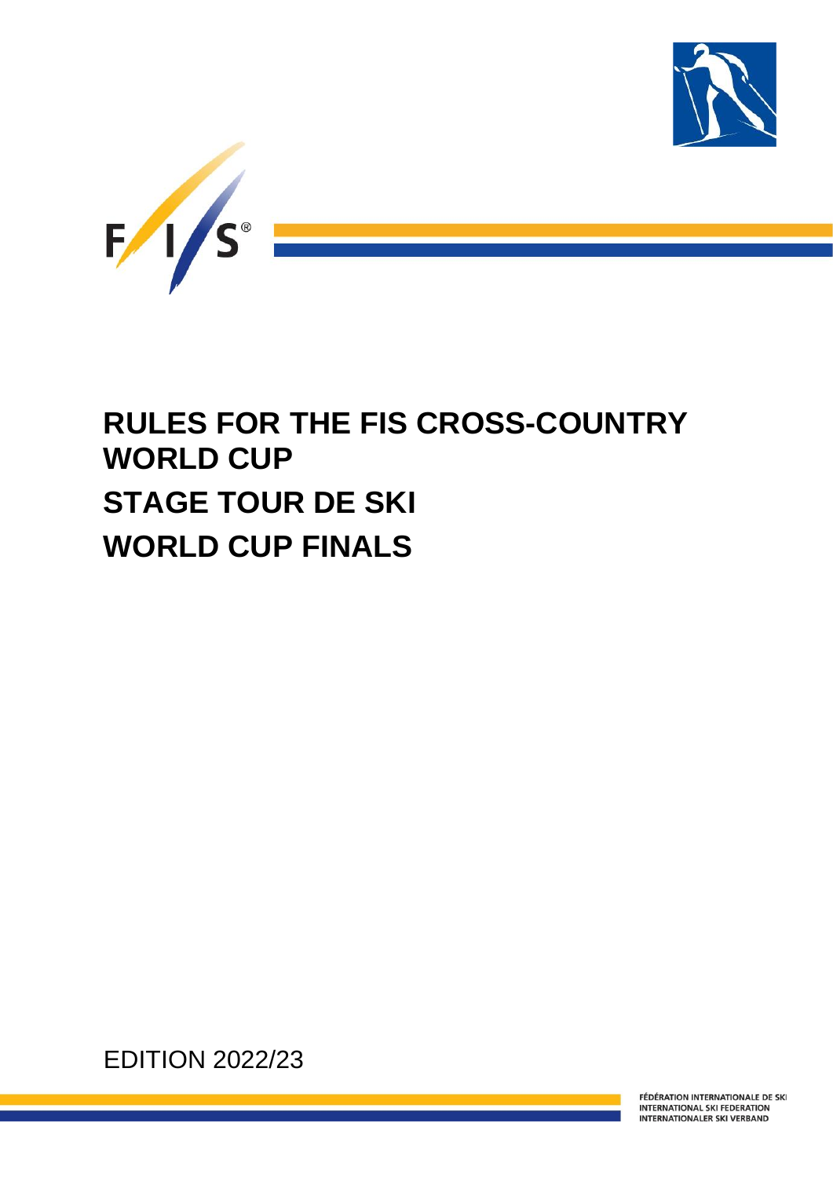# RULES FOR THE FIS CROSS-COUNTRY WORLD CUP

# STAGE TOUR DE SKI

# WORLD CUP FINALS

EDITION 2022/23

FÉDÉRATION INTERNATIONALE DE SKI
INTERNATIONAL SKI FEDERATION
INTERNATIONALER SKI VERBAND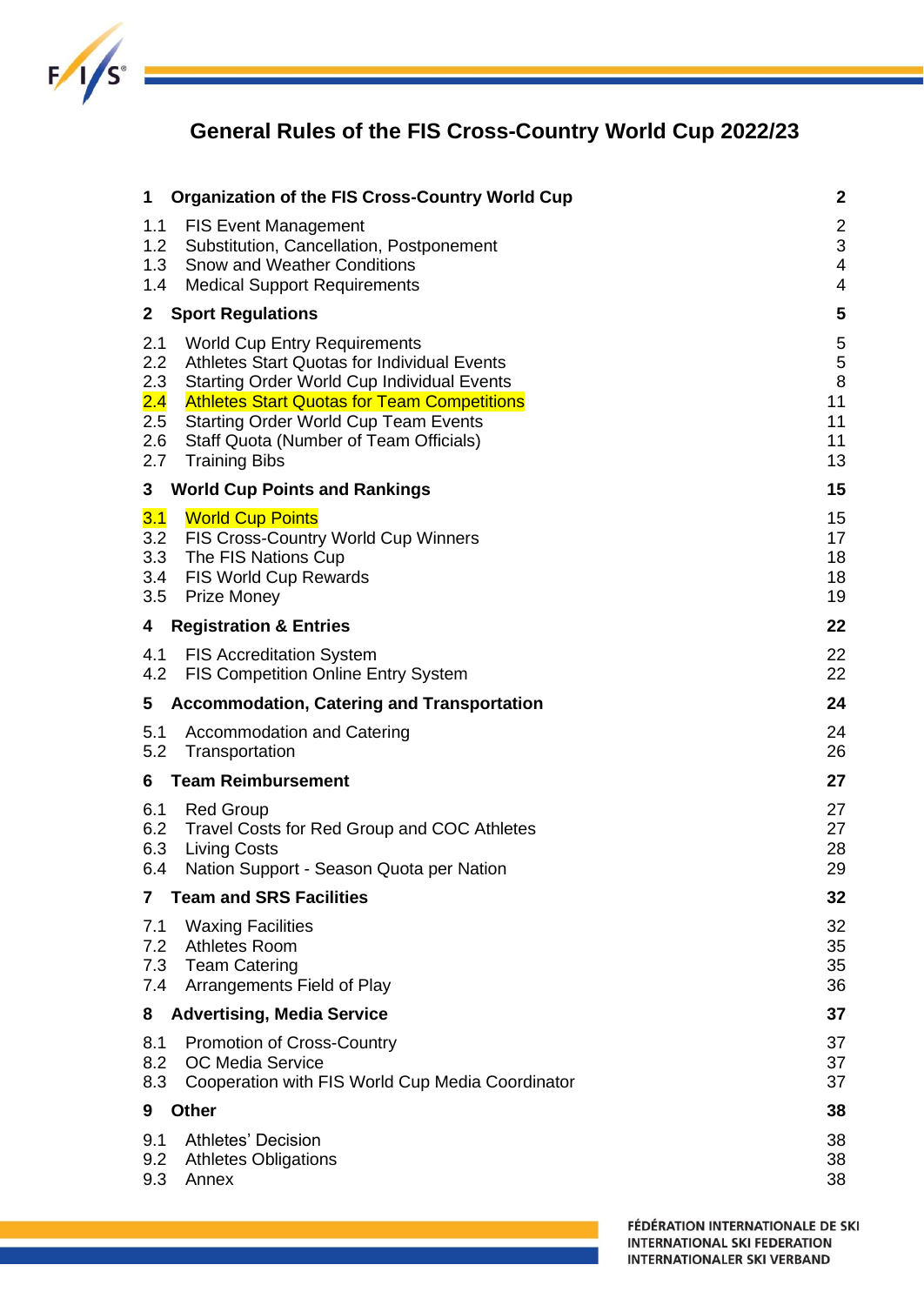# General Rules of the FIS Cross-Country World Cup 2022/23

| | | |
|---|---|---|
| **1** | **Organization of the FIS Cross-Country World Cup** | **2** |
| 1.1 | FIS Event Management | 2 |
| 1.2 | Substitution, Cancellation, Postponement | 3 |
| 1.3 | Snow and Weather Conditions | 4 |
| 1.4 | Medical Support Requirements | 4 |
| **2** | **Sport Regulations** | **5** |
| 2.1 | World Cup Entry Requirements | 5 |
| 2.2 | Athletes Start Quotas for Individual Events | 5 |
| 2.3 | Starting Order World Cup Individual Events | 8 |
| 2.4 | Athletes Start Quotas for Team Competitions | 11 |
| 2.5 | Starting Order World Cup Team Events | 11 |
| 2.6 | Staff Quota (Number of Team Officials) | 11 |
| 2.7 | Training Bibs | 13 |
| **3** | **World Cup Points and Rankings** | **15** |
| 3.1 | World Cup Points | 15 |
| 3.2 | FIS Cross-Country World Cup Winners | 17 |
| 3.3 | The FIS Nations Cup | 18 |
| 3.4 | FIS World Cup Rewards | 18 |
| 3.5 | Prize Money | 19 |
| **4** | **Registration & Entries** | **22** |
| 4.1 | FIS Accreditation System | 22 |
| 4.2 | FIS Competition Online Entry System | 22 |
| **5** | **Accommodation, Catering and Transportation** | **24** |
| 5.1 | Accommodation and Catering | 24 |
| 5.2 | Transportation | 26 |
| **6** | **Team Reimbursement** | **27** |
| 6.1 | Red Group | 27 |
| 6.2 | Travel Costs for Red Group and COC Athletes | 27 |
| 6.3 | Living Costs | 28 |
| 6.4 | Nation Support - Season Quota per Nation | 29 |
| **7** | **Team and SRS Facilities** | **32** |
| 7.1 | Waxing Facilities | 32 |
| 7.2 | Athletes Room | 35 |
| 7.3 | Team Catering | 35 |
| 7.4 | Arrangements Field of Play | 36 |
| **8** | **Advertising, Media Service** | **37** |
| 8.1 | Promotion of Cross-Country | 37 |
| 8.2 | OC Media Service | 37 |
| 8.3 | Cooperation with FIS World Cup Media Coordinator | 37 |
| **9** | **Other** | **38** |
| 9.1 | Athletes' Decision | 38 |
| 9.2 | Athletes Obligations | 38 |
| 9.3 | Annex | 38 |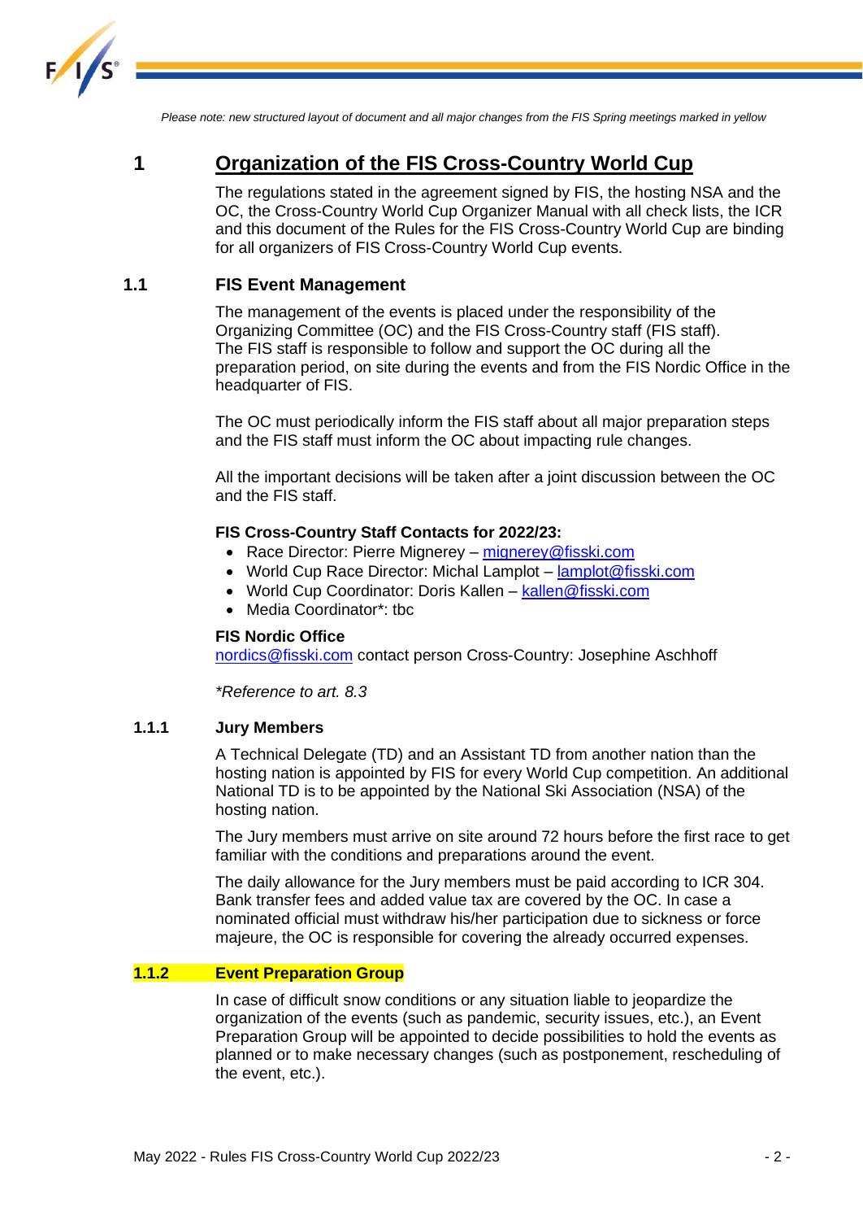*Please note: new structured layout of document and all major changes from the FIS Spring meetings marked in yellow*

# 1 Organization of the FIS Cross-Country World Cup

The regulations stated in the agreement signed by FIS, the hosting NSA and the OC, the Cross-Country World Cup Organizer Manual with all check lists, the ICR and this document of the Rules for the FIS Cross-Country World Cup are binding for all organizers of FIS Cross-Country World Cup events.

## 1.1 FIS Event Management

The management of the events is placed under the responsibility of the Organizing Committee (OC) and the FIS Cross-Country staff (FIS staff). The FIS staff is responsible to follow and support the OC during all the preparation period, on site during the events and from the FIS Nordic Office in the headquarter of FIS.

The OC must periodically inform the FIS staff about all major preparation steps and the FIS staff must inform the OC about impacting rule changes.

All the important decisions will be taken after a joint discussion between the OC and the FIS staff.

**FIS Cross-Country Staff Contacts for 2022/23:**

- Race Director: Pierre Mignerey – mignerey@fisski.com
- World Cup Race Director: Michal Lamplot – lamplot@fisski.com
- World Cup Coordinator: Doris Kallen – kallen@fisski.com
- Media Coordinator*: tbc

**FIS Nordic Office**
nordics@fisski.com contact person Cross-Country: Josephine Aschhoff

*\*Reference to art. 8.3*

### 1.1.1 Jury Members

A Technical Delegate (TD) and an Assistant TD from another nation than the hosting nation is appointed by FIS for every World Cup competition. An additional National TD is to be appointed by the National Ski Association (NSA) of the hosting nation.

The Jury members must arrive on site around 72 hours before the first race to get familiar with the conditions and preparations around the event.

The daily allowance for the Jury members must be paid according to ICR 304. Bank transfer fees and added value tax are covered by the OC. In case a nominated official must withdraw his/her participation due to sickness or force majeure, the OC is responsible for covering the already occurred expenses.

### 1.1.2 Event Preparation Group

In case of difficult snow conditions or any situation liable to jeopardize the organization of the events (such as pandemic, security issues, etc.), an Event Preparation Group will be appointed to decide possibilities to hold the events as planned or to make necessary changes (such as postponement, rescheduling of the event, etc.).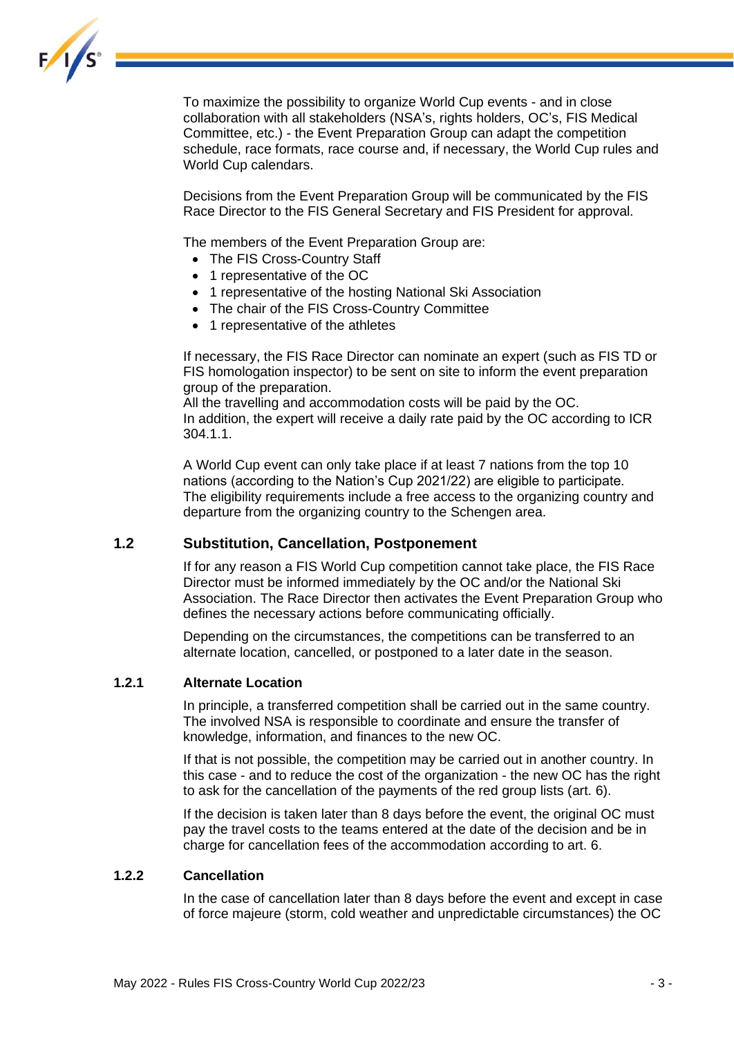To maximize the possibility to organize World Cup events - and in close collaboration with all stakeholders (NSA's, rights holders, OC's, FIS Medical Committee, etc.) - the Event Preparation Group can adapt the competition schedule, race formats, race course and, if necessary, the World Cup rules and World Cup calendars.

Decisions from the Event Preparation Group will be communicated by the FIS Race Director to the FIS General Secretary and FIS President for approval.

The members of the Event Preparation Group are:

- The FIS Cross-Country Staff
- 1 representative of the OC
- 1 representative of the hosting National Ski Association
- The chair of the FIS Cross-Country Committee
- 1 representative of the athletes

If necessary, the FIS Race Director can nominate an expert (such as FIS TD or FIS homologation inspector) to be sent on site to inform the event preparation group of the preparation.
All the travelling and accommodation costs will be paid by the OC.
In addition, the expert will receive a daily rate paid by the OC according to ICR 304.1.1.

A World Cup event can only take place if at least 7 nations from the top 10 nations (according to the Nation's Cup 2021/22) are eligible to participate.
The eligibility requirements include a free access to the organizing country and departure from the organizing country to the Schengen area.

## 1.2 Substitution, Cancellation, Postponement

If for any reason a FIS World Cup competition cannot take place, the FIS Race Director must be informed immediately by the OC and/or the National Ski Association. The Race Director then activates the Event Preparation Group who defines the necessary actions before communicating officially.

Depending on the circumstances, the competitions can be transferred to an alternate location, cancelled, or postponed to a later date in the season.

### 1.2.1 Alternate Location

In principle, a transferred competition shall be carried out in the same country. The involved NSA is responsible to coordinate and ensure the transfer of knowledge, information, and finances to the new OC.

If that is not possible, the competition may be carried out in another country. In this case - and to reduce the cost of the organization - the new OC has the right to ask for the cancellation of the payments of the red group lists (art. 6).

If the decision is taken later than 8 days before the event, the original OC must pay the travel costs to the teams entered at the date of the decision and be in charge for cancellation fees of the accommodation according to art. 6.

### 1.2.2 Cancellation

In the case of cancellation later than 8 days before the event and except in case of force majeure (storm, cold weather and unpredictable circumstances) the OC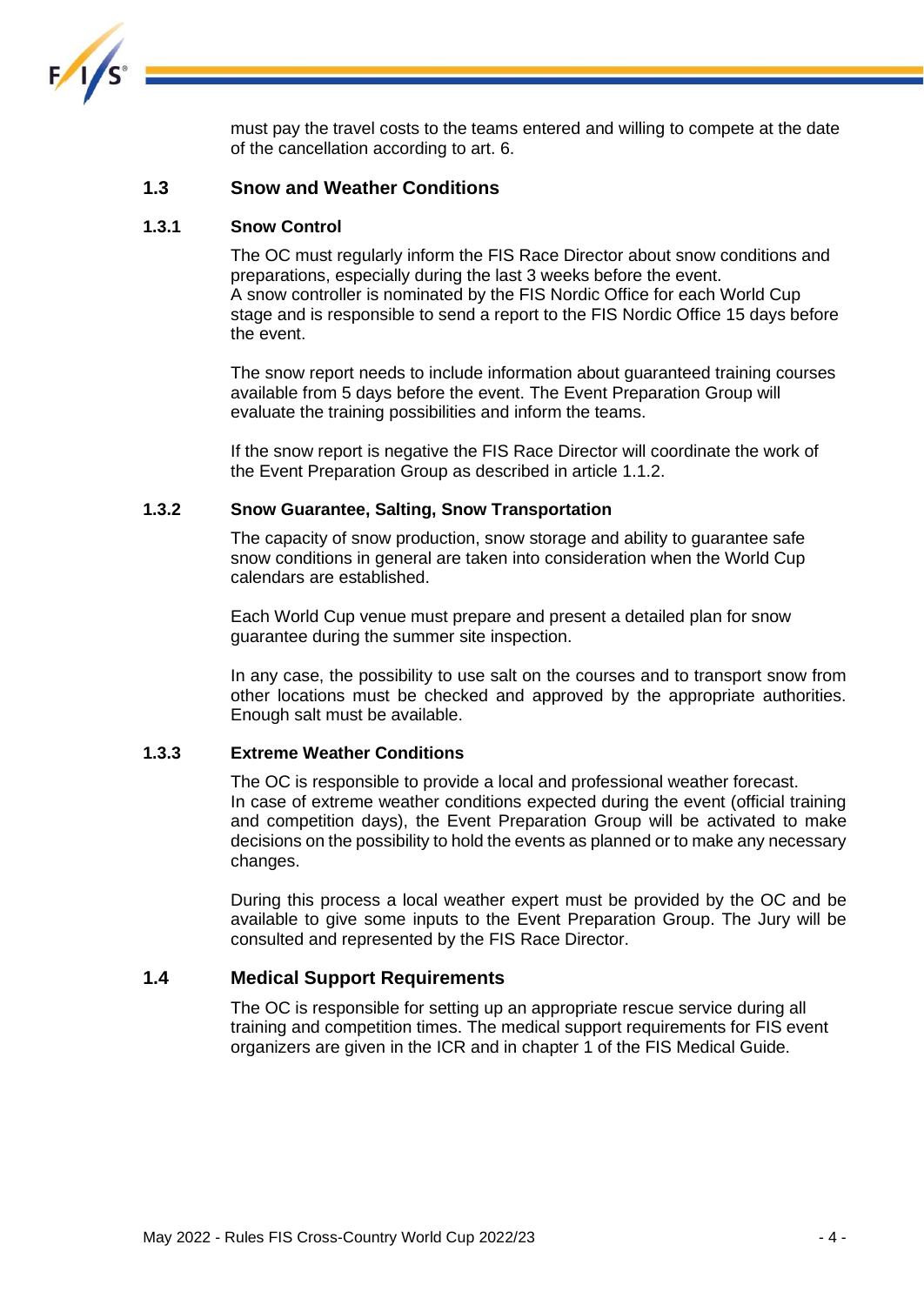must pay the travel costs to the teams entered and willing to compete at the date of the cancellation according to art. 6.

## 1.3 Snow and Weather Conditions

### 1.3.1 Snow Control

The OC must regularly inform the FIS Race Director about snow conditions and preparations, especially during the last 3 weeks before the event.
A snow controller is nominated by the FIS Nordic Office for each World Cup stage and is responsible to send a report to the FIS Nordic Office 15 days before the event.

The snow report needs to include information about guaranteed training courses available from 5 days before the event. The Event Preparation Group will evaluate the training possibilities and inform the teams.

If the snow report is negative the FIS Race Director will coordinate the work of the Event Preparation Group as described in article 1.1.2.

### 1.3.2 Snow Guarantee, Salting, Snow Transportation

The capacity of snow production, snow storage and ability to guarantee safe snow conditions in general are taken into consideration when the World Cup calendars are established.

Each World Cup venue must prepare and present a detailed plan for snow guarantee during the summer site inspection.

In any case, the possibility to use salt on the courses and to transport snow from other locations must be checked and approved by the appropriate authorities. Enough salt must be available.

### 1.3.3 Extreme Weather Conditions

The OC is responsible to provide a local and professional weather forecast.
In case of extreme weather conditions expected during the event (official training and competition days), the Event Preparation Group will be activated to make decisions on the possibility to hold the events as planned or to make any necessary changes.

During this process a local weather expert must be provided by the OC and be available to give some inputs to the Event Preparation Group. The Jury will be consulted and represented by the FIS Race Director.

## 1.4 Medical Support Requirements

The OC is responsible for setting up an appropriate rescue service during all training and competition times. The medical support requirements for FIS event organizers are given in the ICR and in chapter 1 of the FIS Medical Guide.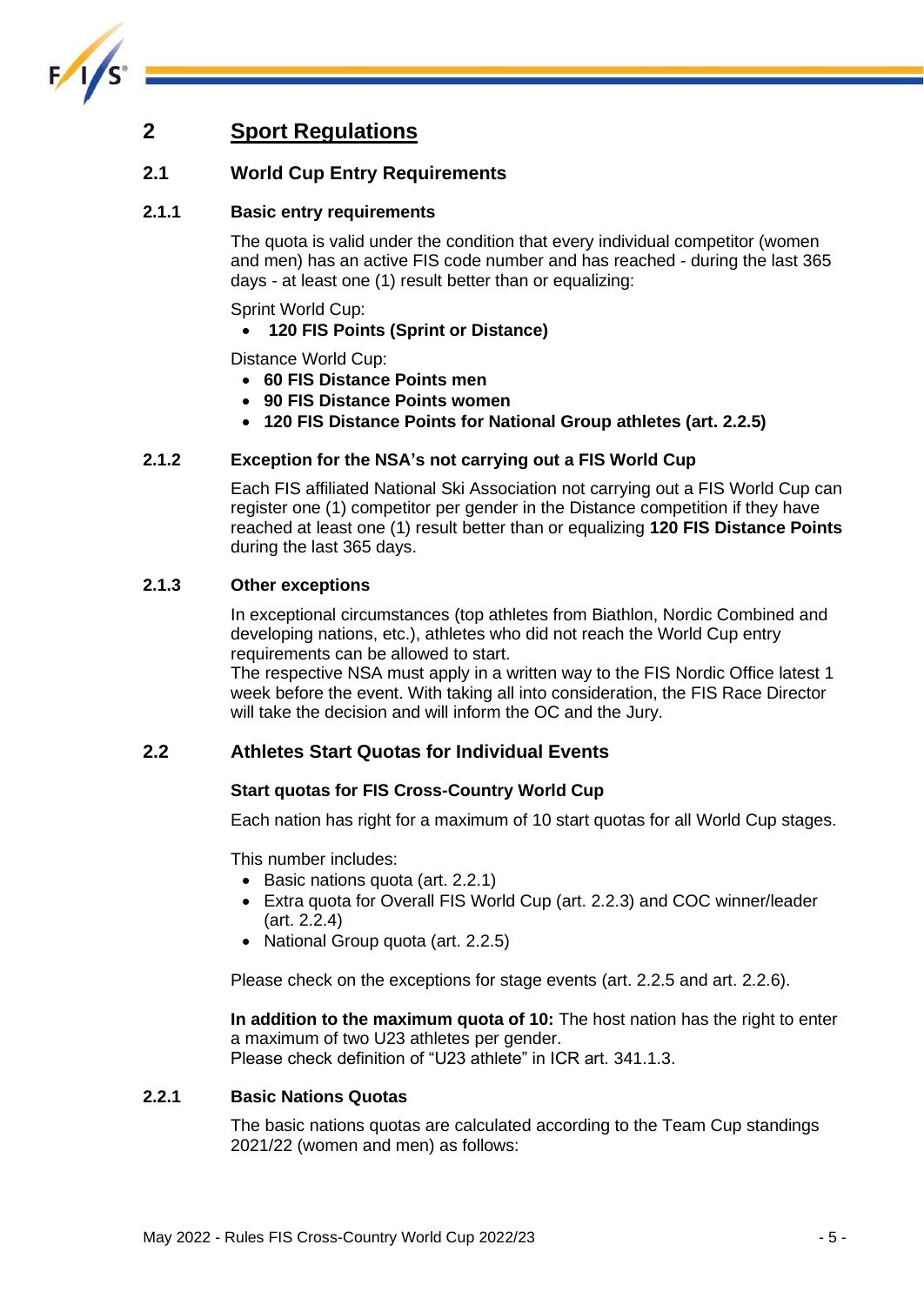# 2 Sport Regulations

## 2.1 World Cup Entry Requirements

### 2.1.1 Basic entry requirements

The quota is valid under the condition that every individual competitor (women and men) has an active FIS code number and has reached - during the last 365 days - at least one (1) result better than or equalizing:

Sprint World Cup:

- **120 FIS Points (Sprint or Distance)**

Distance World Cup:

- **60 FIS Distance Points men**
- **90 FIS Distance Points women**
- **120 FIS Distance Points for National Group athletes (art. 2.2.5)**

### 2.1.2 Exception for the NSA's not carrying out a FIS World Cup

Each FIS affiliated National Ski Association not carrying out a FIS World Cup can register one (1) competitor per gender in the Distance competition if they have reached at least one (1) result better than or equalizing **120 FIS Distance Points** during the last 365 days.

### 2.1.3 Other exceptions

In exceptional circumstances (top athletes from Biathlon, Nordic Combined and developing nations, etc.), athletes who did not reach the World Cup entry requirements can be allowed to start.
The respective NSA must apply in a written way to the FIS Nordic Office latest 1 week before the event. With taking all into consideration, the FIS Race Director will take the decision and will inform the OC and the Jury.

## 2.2 Athletes Start Quotas for Individual Events

**Start quotas for FIS Cross-Country World Cup**

Each nation has right for a maximum of 10 start quotas for all World Cup stages.

This number includes:

- Basic nations quota (art. 2.2.1)
- Extra quota for Overall FIS World Cup (art. 2.2.3) and COC winner/leader (art. 2.2.4)
- National Group quota (art. 2.2.5)

Please check on the exceptions for stage events (art. 2.2.5 and art. 2.2.6).

**In addition to the maximum quota of 10:** The host nation has the right to enter a maximum of two U23 athletes per gender.
Please check definition of "U23 athlete" in ICR art. 341.1.3.

### 2.2.1 Basic Nations Quotas

The basic nations quotas are calculated according to the Team Cup standings 2021/22 (women and men) as follows: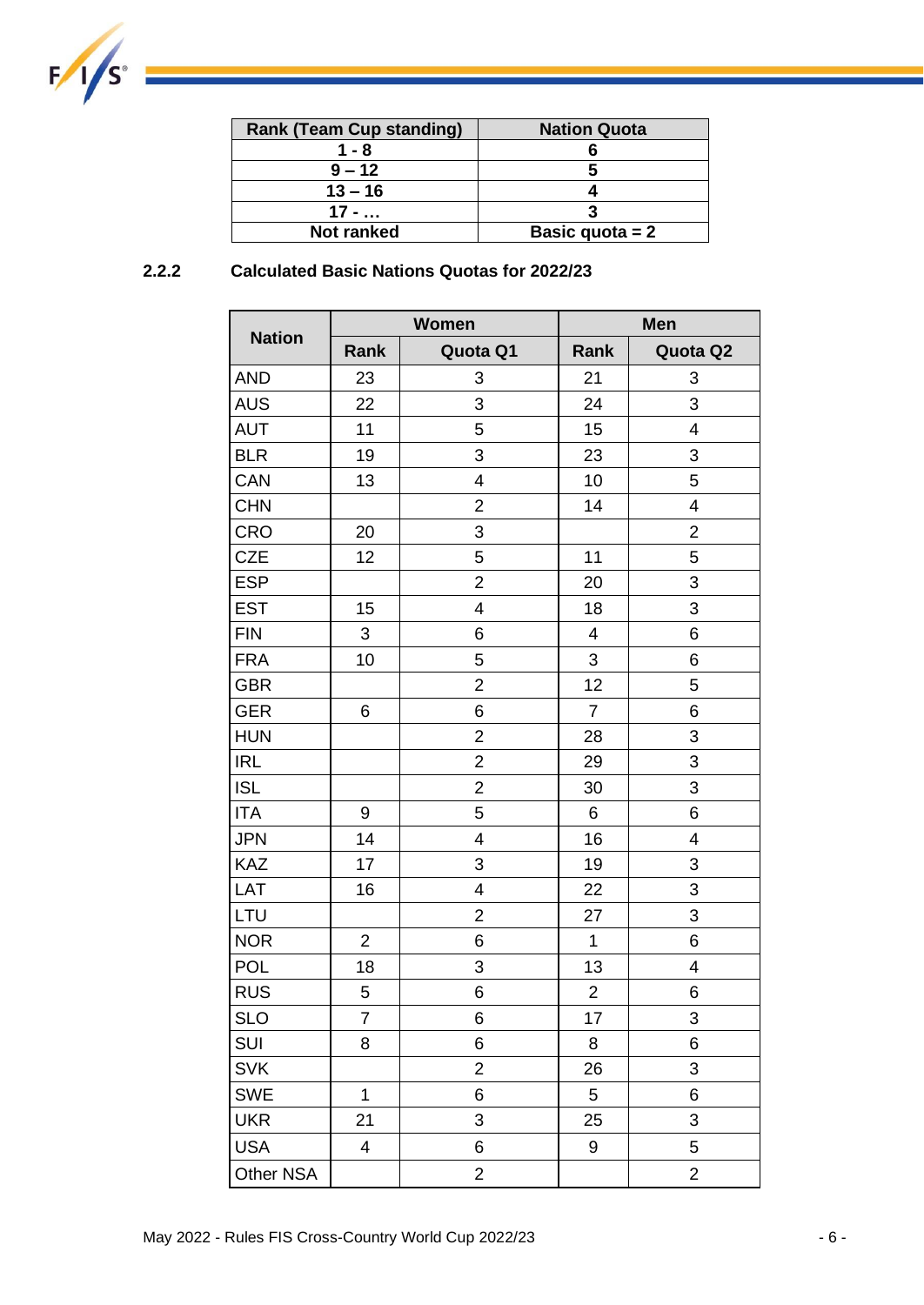| Rank (Team Cup standing) | Nation Quota |
|---|---|
| 1 - 8 | 6 |
| 9 – 12 | 5 |
| 13 – 16 | 4 |
| 17 - … | 3 |
| Not ranked | Basic quota = 2 |

### 2.2.2 Calculated Basic Nations Quotas for 2022/23

| Nation | Women | | Men | |
|---|---|---|---|---|
| | Rank | Quota Q1 | Rank | Quota Q2 |
| AND | 23 | 3 | 21 | 3 |
| AUS | 22 | 3 | 24 | 3 |
| AUT | 11 | 5 | 15 | 4 |
| BLR | 19 | 3 | 23 | 3 |
| CAN | 13 | 4 | 10 | 5 |
| CHN | | 2 | 14 | 4 |
| CRO | 20 | 3 | | 2 |
| CZE | 12 | 5 | 11 | 5 |
| ESP | | 2 | 20 | 3 |
| EST | 15 | 4 | 18 | 3 |
| FIN | 3 | 6 | 4 | 6 |
| FRA | 10 | 5 | 3 | 6 |
| GBR | | 2 | 12 | 5 |
| GER | 6 | 6 | 7 | 6 |
| HUN | | 2 | 28 | 3 |
| IRL | | 2 | 29 | 3 |
| ISL | | 2 | 30 | 3 |
| ITA | 9 | 5 | 6 | 6 |
| JPN | 14 | 4 | 16 | 4 |
| KAZ | 17 | 3 | 19 | 3 |
| LAT | 16 | 4 | 22 | 3 |
| LTU | | 2 | 27 | 3 |
| NOR | 2 | 6 | 1 | 6 |
| POL | 18 | 3 | 13 | 4 |
| RUS | 5 | 6 | 2 | 6 |
| SLO | 7 | 6 | 17 | 3 |
| SUI | 8 | 6 | 8 | 6 |
| SVK | | 2 | 26 | 3 |
| SWE | 1 | 6 | 5 | 6 |
| UKR | 21 | 3 | 25 | 3 |
| USA | 4 | 6 | 9 | 5 |
| Other NSA | | 2 | | 2 |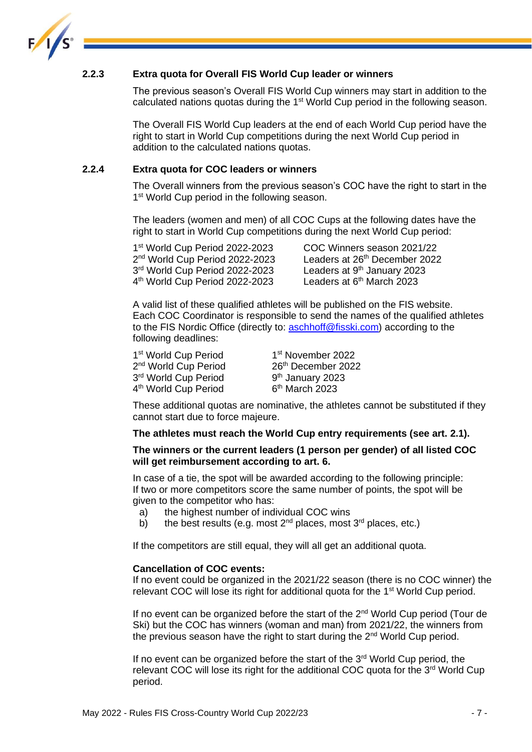### 2.2.3 Extra quota for Overall FIS World Cup leader or winners

The previous season's Overall FIS World Cup winners may start in addition to the calculated nations quotas during the 1st World Cup period in the following season.

The Overall FIS World Cup leaders at the end of each World Cup period have the right to start in World Cup competitions during the next World Cup period in addition to the calculated nations quotas.

### 2.2.4 Extra quota for COC leaders or winners

The Overall winners from the previous season's COC have the right to start in the 1st World Cup period in the following season.

The leaders (women and men) of all COC Cups at the following dates have the right to start in World Cup competitions during the next World Cup period:

| | |
|---|---|
| 1st World Cup Period 2022-2023 | COC Winners season 2021/22 |
| 2nd World Cup Period 2022-2023 | Leaders at 26th December 2022 |
| 3rd World Cup Period 2022-2023 | Leaders at 9th January 2023 |
| 4th World Cup Period 2022-2023 | Leaders at 6th March 2023 |

A valid list of these qualified athletes will be published on the FIS website. Each COC Coordinator is responsible to send the names of the qualified athletes to the FIS Nordic Office (directly to: aschhoff@fisski.com) according to the following deadlines:

| | |
|---|---|
| 1st World Cup Period | 1st November 2022 |
| 2nd World Cup Period | 26th December 2022 |
| 3rd World Cup Period | 9th January 2023 |
| 4th World Cup Period | 6th March 2023 |

These additional quotas are nominative, the athletes cannot be substituted if they cannot start due to force majeure.

**The athletes must reach the World Cup entry requirements (see art. 2.1).**

**The winners or the current leaders (1 person per gender) of all listed COC will get reimbursement according to art. 6.**

In case of a tie, the spot will be awarded according to the following principle: If two or more competitors score the same number of points, the spot will be given to the competitor who has:

a) the highest number of individual COC wins
b) the best results (e.g. most 2nd places, most 3rd places, etc.)

If the competitors are still equal, they will all get an additional quota.

**Cancellation of COC events:**
If no event could be organized in the 2021/22 season (there is no COC winner) the relevant COC will lose its right for additional quota for the 1st World Cup period.

If no event can be organized before the start of the 2nd World Cup period (Tour de Ski) but the COC has winners (woman and man) from 2021/22, the winners from the previous season have the right to start during the 2nd World Cup period.

If no event can be organized before the start of the 3rd World Cup period, the relevant COC will lose its right for the additional COC quota for the 3rd World Cup period.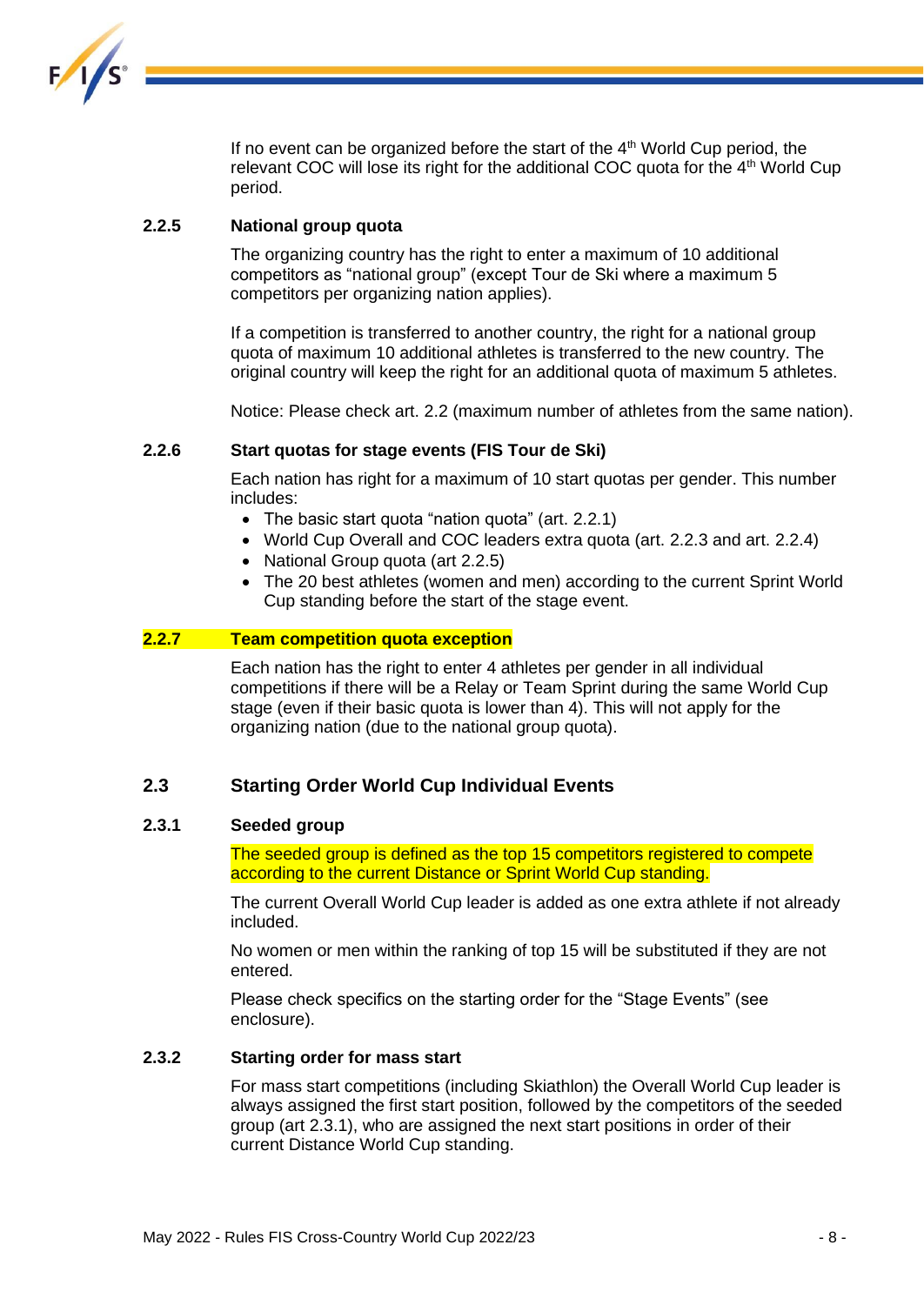If no event can be organized before the start of the 4th World Cup period, the relevant COC will lose its right for the additional COC quota for the 4th World Cup period.

### 2.2.5 National group quota

The organizing country has the right to enter a maximum of 10 additional competitors as "national group" (except Tour de Ski where a maximum 5 competitors per organizing nation applies).

If a competition is transferred to another country, the right for a national group quota of maximum 10 additional athletes is transferred to the new country. The original country will keep the right for an additional quota of maximum 5 athletes.

Notice: Please check art. 2.2 (maximum number of athletes from the same nation).

### 2.2.6 Start quotas for stage events (FIS Tour de Ski)

Each nation has right for a maximum of 10 start quotas per gender. This number includes:

- The basic start quota "nation quota" (art. 2.2.1)
- World Cup Overall and COC leaders extra quota (art. 2.2.3 and art. 2.2.4)
- National Group quota (art 2.2.5)
- The 20 best athletes (women and men) according to the current Sprint World Cup standing before the start of the stage event.

### 2.2.7 Team competition quota exception

Each nation has the right to enter 4 athletes per gender in all individual competitions if there will be a Relay or Team Sprint during the same World Cup stage (even if their basic quota is lower than 4). This will not apply for the organizing nation (due to the national group quota).

## 2.3 Starting Order World Cup Individual Events

### 2.3.1 Seeded group

The seeded group is defined as the top 15 competitors registered to compete according to the current Distance or Sprint World Cup standing.

The current Overall World Cup leader is added as one extra athlete if not already included.

No women or men within the ranking of top 15 will be substituted if they are not entered.

Please check specifics on the starting order for the "Stage Events" (see enclosure).

### 2.3.2 Starting order for mass start

For mass start competitions (including Skiathlon) the Overall World Cup leader is always assigned the first start position, followed by the competitors of the seeded group (art 2.3.1), who are assigned the next start positions in order of their current Distance World Cup standing.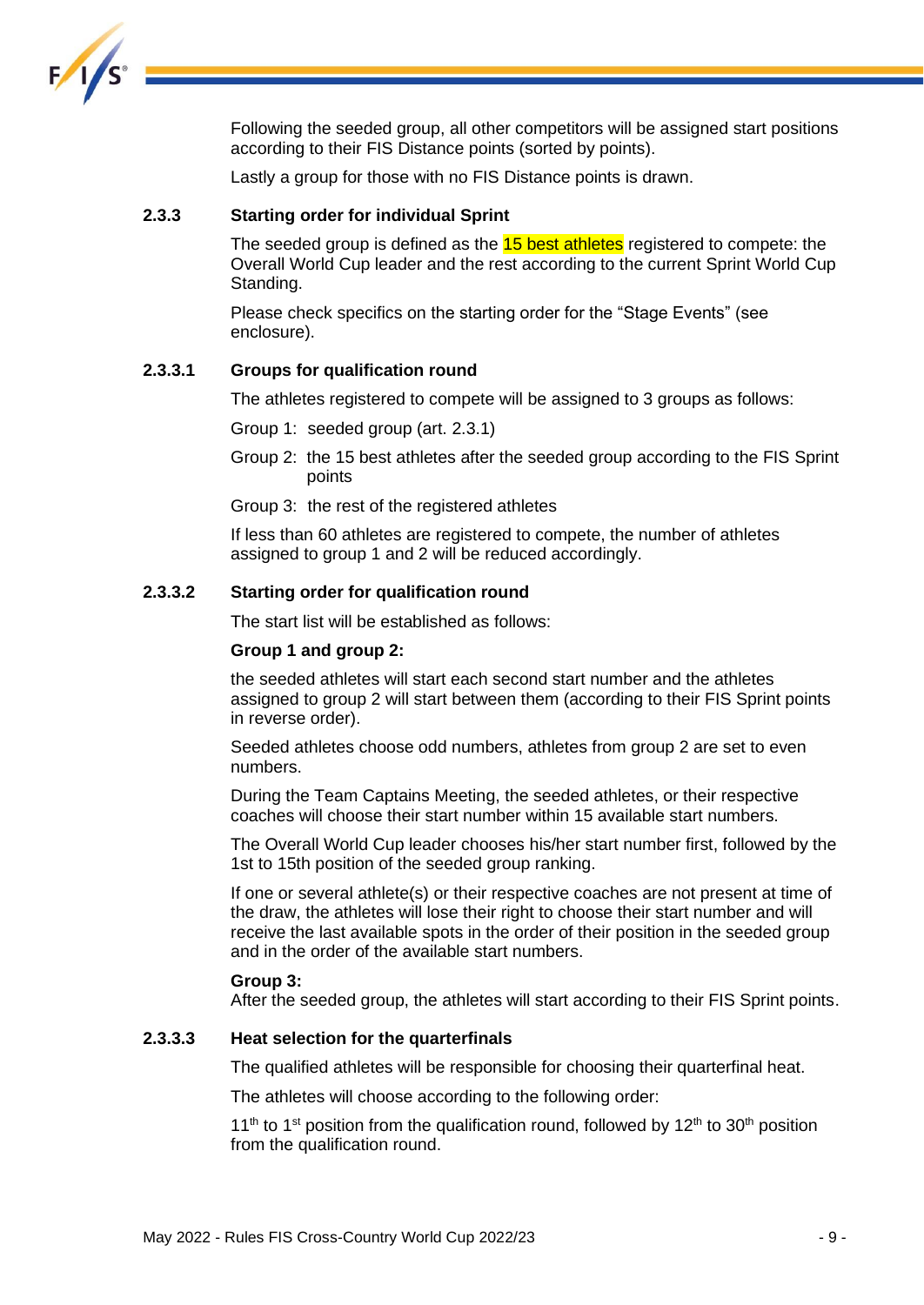Following the seeded group, all other competitors will be assigned start positions according to their FIS Distance points (sorted by points).

Lastly a group for those with no FIS Distance points is drawn.

### 2.3.3 Starting order for individual Sprint

The seeded group is defined as the 15 best athletes registered to compete: the Overall World Cup leader and the rest according to the current Sprint World Cup Standing.

Please check specifics on the starting order for the "Stage Events" (see enclosure).

#### 2.3.3.1 Groups for qualification round

The athletes registered to compete will be assigned to 3 groups as follows:

Group 1: seeded group (art. 2.3.1)

Group 2: the 15 best athletes after the seeded group according to the FIS Sprint points

Group 3: the rest of the registered athletes

If less than 60 athletes are registered to compete, the number of athletes assigned to group 1 and 2 will be reduced accordingly.

#### 2.3.3.2 Starting order for qualification round

The start list will be established as follows:

**Group 1 and group 2:**

the seeded athletes will start each second start number and the athletes assigned to group 2 will start between them (according to their FIS Sprint points in reverse order).

Seeded athletes choose odd numbers, athletes from group 2 are set to even numbers.

During the Team Captains Meeting, the seeded athletes, or their respective coaches will choose their start number within 15 available start numbers.

The Overall World Cup leader chooses his/her start number first, followed by the 1st to 15th position of the seeded group ranking.

If one or several athlete(s) or their respective coaches are not present at time of the draw, the athletes will lose their right to choose their start number and will receive the last available spots in the order of their position in the seeded group and in the order of the available start numbers.

**Group 3:**
After the seeded group, the athletes will start according to their FIS Sprint points.

#### 2.3.3.3 Heat selection for the quarterfinals

The qualified athletes will be responsible for choosing their quarterfinal heat.

The athletes will choose according to the following order:

11th to 1st position from the qualification round, followed by 12th to 30th position from the qualification round.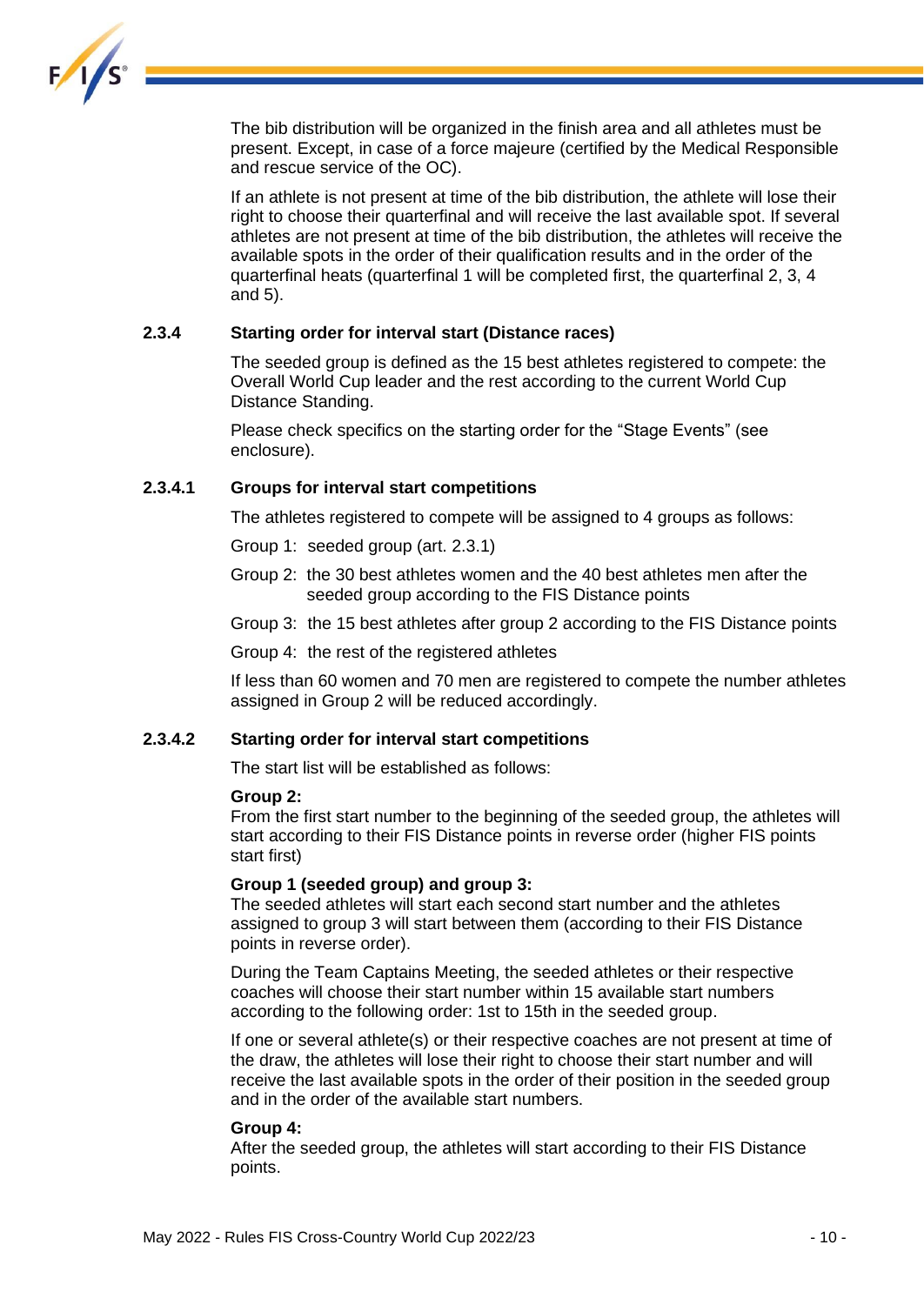The bib distribution will be organized in the finish area and all athletes must be present. Except, in case of a force majeure (certified by the Medical Responsible and rescue service of the OC).

If an athlete is not present at time of the bib distribution, the athlete will lose their right to choose their quarterfinal and will receive the last available spot. If several athletes are not present at time of the bib distribution, the athletes will receive the available spots in the order of their qualification results and in the order of the quarterfinal heats (quarterfinal 1 will be completed first, the quarterfinal 2, 3, 4 and 5).

### 2.3.4 Starting order for interval start (Distance races)

The seeded group is defined as the 15 best athletes registered to compete: the Overall World Cup leader and the rest according to the current World Cup Distance Standing.

Please check specifics on the starting order for the "Stage Events" (see enclosure).

#### 2.3.4.1 Groups for interval start competitions

The athletes registered to compete will be assigned to 4 groups as follows:

Group 1: seeded group (art. 2.3.1)

Group 2: the 30 best athletes women and the 40 best athletes men after the seeded group according to the FIS Distance points

Group 3: the 15 best athletes after group 2 according to the FIS Distance points

Group 4: the rest of the registered athletes

If less than 60 women and 70 men are registered to compete the number athletes assigned in Group 2 will be reduced accordingly.

#### 2.3.4.2 Starting order for interval start competitions

The start list will be established as follows:

**Group 2:**
From the first start number to the beginning of the seeded group, the athletes will start according to their FIS Distance points in reverse order (higher FIS points start first)

**Group 1 (seeded group) and group 3:**
The seeded athletes will start each second start number and the athletes assigned to group 3 will start between them (according to their FIS Distance points in reverse order).

During the Team Captains Meeting, the seeded athletes or their respective coaches will choose their start number within 15 available start numbers according to the following order: 1st to 15th in the seeded group.

If one or several athlete(s) or their respective coaches are not present at time of the draw, the athletes will lose their right to choose their start number and will receive the last available spots in the order of their position in the seeded group and in the order of the available start numbers.

**Group 4:**
After the seeded group, the athletes will start according to their FIS Distance points.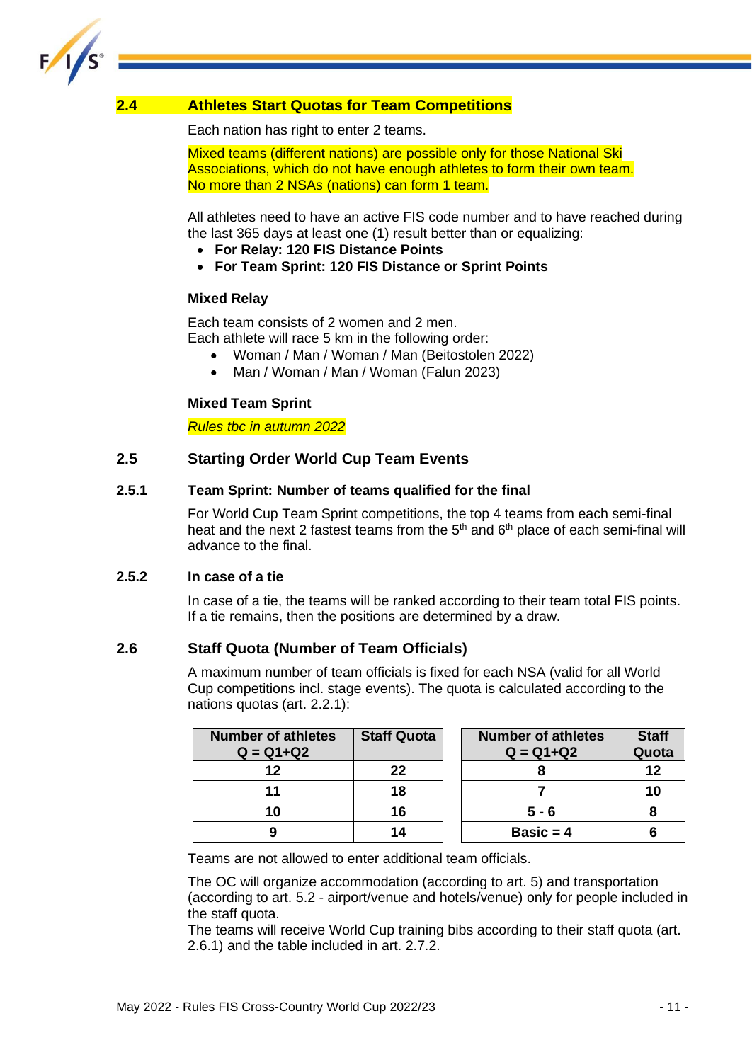## 2.4 Athletes Start Quotas for Team Competitions

Each nation has right to enter 2 teams.

Mixed teams (different nations) are possible only for those National Ski Associations, which do not have enough athletes to form their own team. No more than 2 NSAs (nations) can form 1 team.

All athletes need to have an active FIS code number and to have reached during the last 365 days at least one (1) result better than or equalizing:

- **For Relay: 120 FIS Distance Points**
- **For Team Sprint: 120 FIS Distance or Sprint Points**

**Mixed Relay**

Each team consists of 2 women and 2 men.
Each athlete will race 5 km in the following order:

- Woman / Man / Woman / Man (Beitostolen 2022)
- Man / Woman / Man / Woman (Falun 2023)

**Mixed Team Sprint**

*Rules tbc in autumn 2022*

## 2.5 Starting Order World Cup Team Events

### 2.5.1 Team Sprint: Number of teams qualified for the final

For World Cup Team Sprint competitions, the top 4 teams from each semi-final heat and the next 2 fastest teams from the 5th and 6th place of each semi-final will advance to the final.

### 2.5.2 In case of a tie

In case of a tie, the teams will be ranked according to their team total FIS points. If a tie remains, then the positions are determined by a draw.

## 2.6 Staff Quota (Number of Team Officials)

A maximum number of team officials is fixed for each NSA (valid for all World Cup competitions incl. stage events). The quota is calculated according to the nations quotas (art. 2.2.1):

| Number of athletes Q = Q1+Q2 | Staff Quota |
|---|---|
| 12 | 22 |
| 11 | 18 |
| 10 | 16 |
| 9 | 14 |

| Number of athletes Q = Q1+Q2 | Staff Quota |
|---|---|
| 8 | 12 |
| 7 | 10 |
| 5 - 6 | 8 |
| Basic = 4 | 6 |

Teams are not allowed to enter additional team officials.

The OC will organize accommodation (according to art. 5) and transportation (according to art. 5.2 - airport/venue and hotels/venue) only for people included in the staff quota.
The teams will receive World Cup training bibs according to their staff quota (art. 2.6.1) and the table included in art. 2.7.2.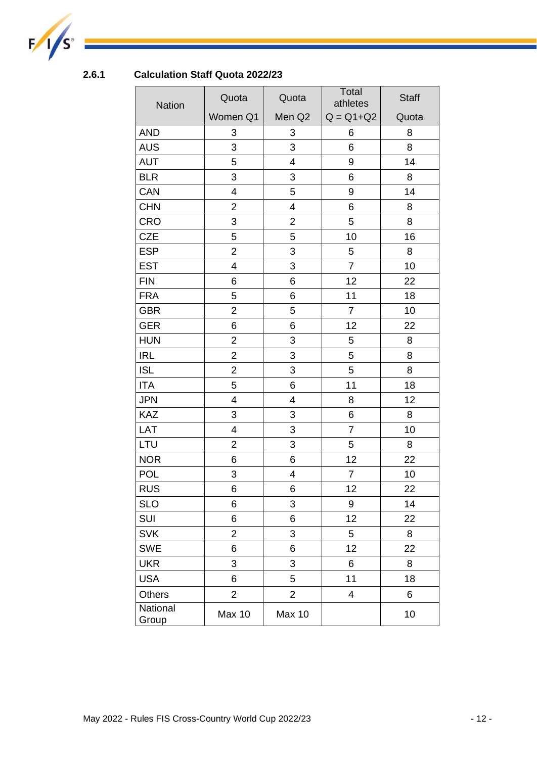### 2.6.1 Calculation Staff Quota 2022/23

| Nation | Quota Women Q1 | Quota Men Q2 | Total athletes Q = Q1+Q2 | Staff Quota |
|---|---|---|---|---|
| AND | 3 | 3 | 6 | 8 |
| AUS | 3 | 3 | 6 | 8 |
| AUT | 5 | 4 | 9 | 14 |
| BLR | 3 | 3 | 6 | 8 |
| CAN | 4 | 5 | 9 | 14 |
| CHN | 2 | 4 | 6 | 8 |
| CRO | 3 | 2 | 5 | 8 |
| CZE | 5 | 5 | 10 | 16 |
| ESP | 2 | 3 | 5 | 8 |
| EST | 4 | 3 | 7 | 10 |
| FIN | 6 | 6 | 12 | 22 |
| FRA | 5 | 6 | 11 | 18 |
| GBR | 2 | 5 | 7 | 10 |
| GER | 6 | 6 | 12 | 22 |
| HUN | 2 | 3 | 5 | 8 |
| IRL | 2 | 3 | 5 | 8 |
| ISL | 2 | 3 | 5 | 8 |
| ITA | 5 | 6 | 11 | 18 |
| JPN | 4 | 4 | 8 | 12 |
| KAZ | 3 | 3 | 6 | 8 |
| LAT | 4 | 3 | 7 | 10 |
| LTU | 2 | 3 | 5 | 8 |
| NOR | 6 | 6 | 12 | 22 |
| POL | 3 | 4 | 7 | 10 |
| RUS | 6 | 6 | 12 | 22 |
| SLO | 6 | 3 | 9 | 14 |
| SUI | 6 | 6 | 12 | 22 |
| SVK | 2 | 3 | 5 | 8 |
| SWE | 6 | 6 | 12 | 22 |
| UKR | 3 | 3 | 6 | 8 |
| USA | 6 | 5 | 11 | 18 |
| Others | 2 | 2 | 4 | 6 |
| National Group | Max 10 | Max 10 | | 10 |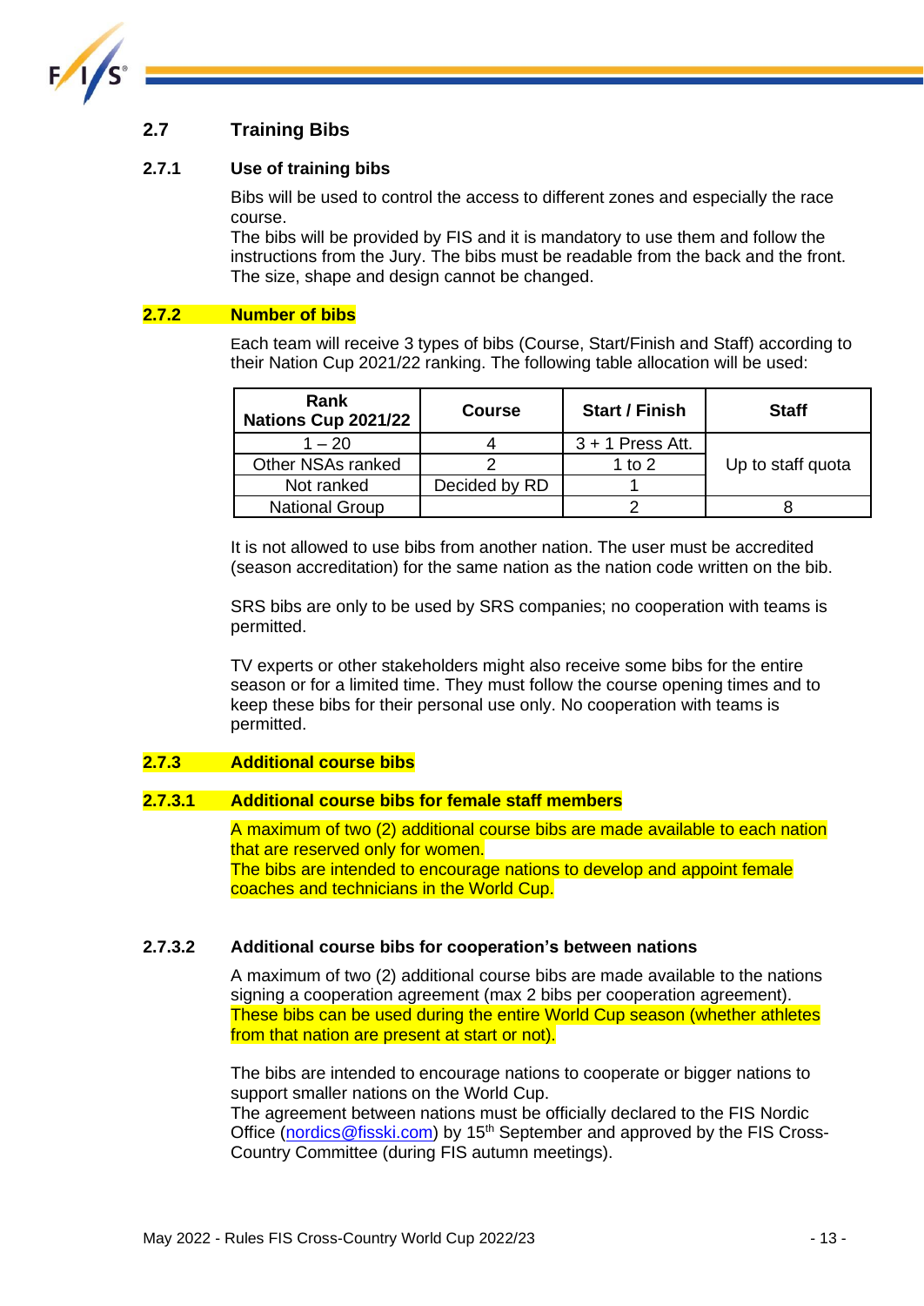## 2.7 Training Bibs

### 2.7.1 Use of training bibs

Bibs will be used to control the access to different zones and especially the race course.
The bibs will be provided by FIS and it is mandatory to use them and follow the instructions from the Jury. The bibs must be readable from the back and the front. The size, shape and design cannot be changed.

### 2.7.2 Number of bibs

Each team will receive 3 types of bibs (Course, Start/Finish and Staff) according to their Nation Cup 2021/22 ranking. The following table allocation will be used:

| Rank Nations Cup 2021/22 | Course | Start / Finish | Staff |
|---|---|---|---|
| 1 – 20 | 4 | 3 + 1 Press Att. | Up to staff quota |
| Other NSAs ranked | 2 | 1 to 2 | |
| Not ranked | Decided by RD | 1 | |
| National Group | | 2 | 8 |

It is not allowed to use bibs from another nation. The user must be accredited (season accreditation) for the same nation as the nation code written on the bib.

SRS bibs are only to be used by SRS companies; no cooperation with teams is permitted.

TV experts or other stakeholders might also receive some bibs for the entire season or for a limited time. They must follow the course opening times and to keep these bibs for their personal use only. No cooperation with teams is permitted.

### 2.7.3 Additional course bibs

#### 2.7.3.1 Additional course bibs for female staff members

A maximum of two (2) additional course bibs are made available to each nation that are reserved only for women.
The bibs are intended to encourage nations to develop and appoint female coaches and technicians in the World Cup.

#### 2.7.3.2 Additional course bibs for cooperation's between nations

A maximum of two (2) additional course bibs are made available to the nations signing a cooperation agreement (max 2 bibs per cooperation agreement). These bibs can be used during the entire World Cup season (whether athletes from that nation are present at start or not).

The bibs are intended to encourage nations to cooperate or bigger nations to support smaller nations on the World Cup.
The agreement between nations must be officially declared to the FIS Nordic Office (nordics@fisski.com) by 15th September and approved by the FIS Cross-Country Committee (during FIS autumn meetings).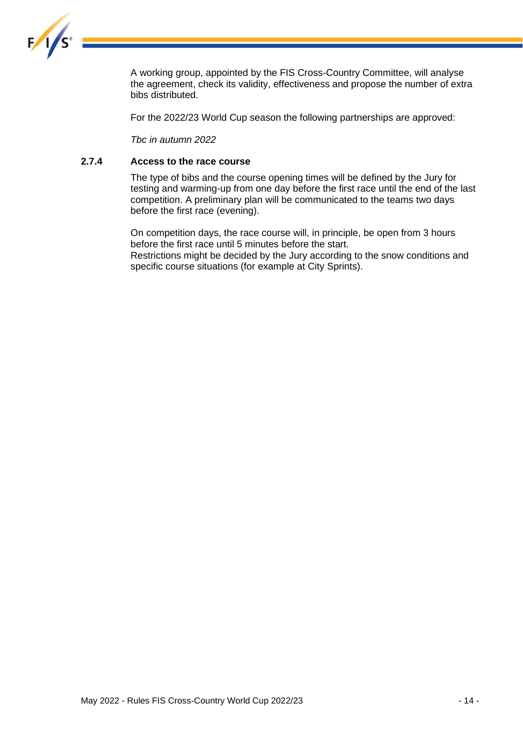A working group, appointed by the FIS Cross-Country Committee, will analyse the agreement, check its validity, effectiveness and propose the number of extra bibs distributed.

For the 2022/23 World Cup season the following partnerships are approved:

*Tbc in autumn 2022*

### 2.7.4 Access to the race course

The type of bibs and the course opening times will be defined by the Jury for testing and warming-up from one day before the first race until the end of the last competition. A preliminary plan will be communicated to the teams two days before the first race (evening).

On competition days, the race course will, in principle, be open from 3 hours before the first race until 5 minutes before the start.
Restrictions might be decided by the Jury according to the snow conditions and specific course situations (for example at City Sprints).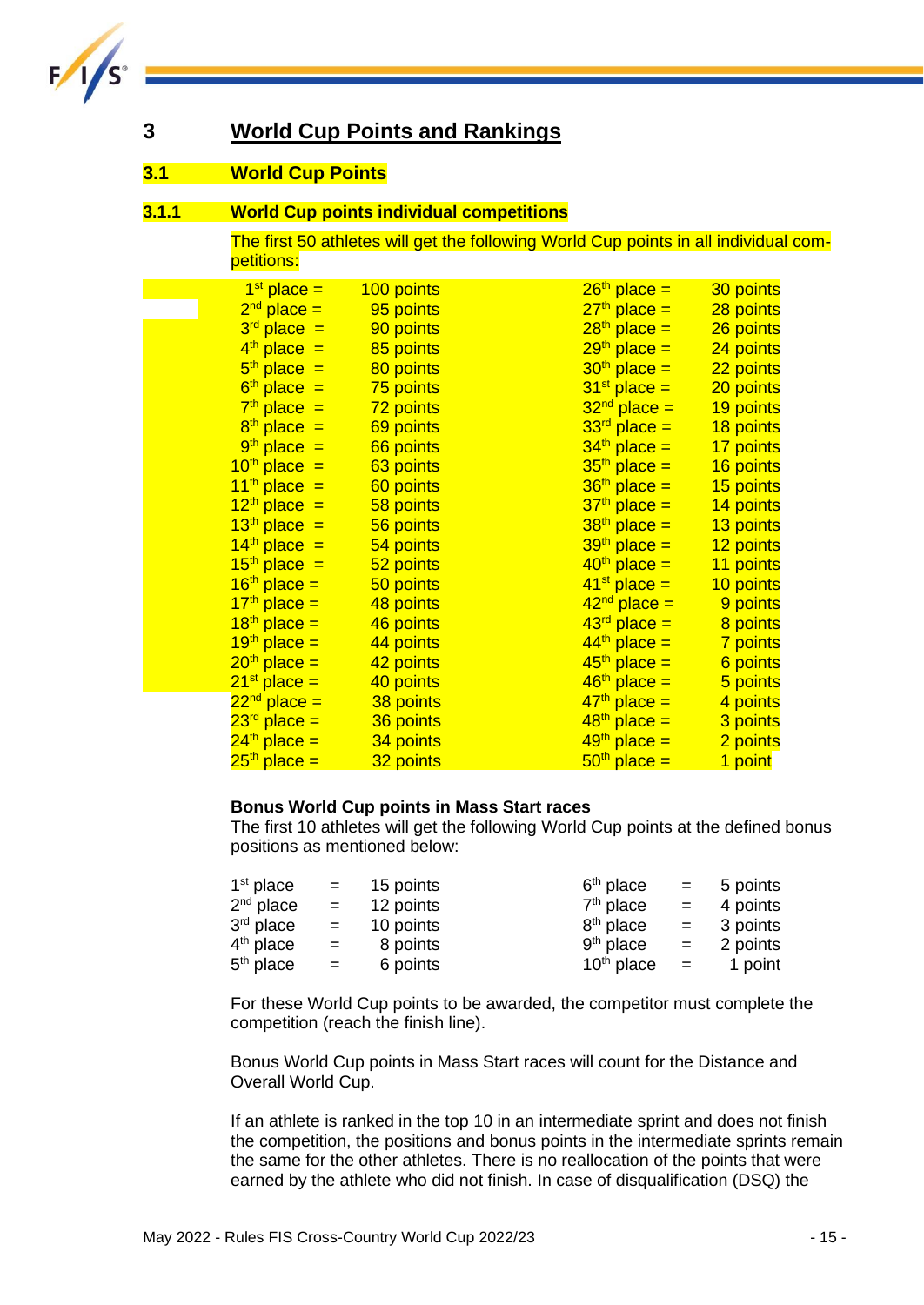# 3 World Cup Points and Rankings

## 3.1 World Cup Points

### 3.1.1 World Cup points individual competitions

The first 50 athletes will get the following World Cup points in all individual competitions:

| Place | Points | Place | Points |
|---|---|---|---|
| 1st place = | 100 points | 26th place = | 30 points |
| 2nd place = | 95 points | 27th place = | 28 points |
| 3rd place = | 90 points | 28th place = | 26 points |
| 4th place = | 85 points | 29th place = | 24 points |
| 5th place = | 80 points | 30th place = | 22 points |
| 6th place = | 75 points | 31st place = | 20 points |
| 7th place = | 72 points | 32nd place = | 19 points |
| 8th place = | 69 points | 33rd place = | 18 points |
| 9th place = | 66 points | 34th place = | 17 points |
| 10th place = | 63 points | 35th place = | 16 points |
| 11th place = | 60 points | 36th place = | 15 points |
| 12th place = | 58 points | 37th place = | 14 points |
| 13th place = | 56 points | 38th place = | 13 points |
| 14th place = | 54 points | 39th place = | 12 points |
| 15th place = | 52 points | 40th place = | 11 points |
| 16th place = | 50 points | 41st place = | 10 points |
| 17th place = | 48 points | 42nd place = | 9 points |
| 18th place = | 46 points | 43rd place = | 8 points |
| 19th place = | 44 points | 44th place = | 7 points |
| 20th place = | 42 points | 45th place = | 6 points |
| 21st place = | 40 points | 46th place = | 5 points |
| 22nd place = | 38 points | 47th place = | 4 points |
| 23rd place = | 36 points | 48th place = | 3 points |
| 24th place = | 34 points | 49th place = | 2 points |
| 25th place = | 32 points | 50th place = | 1 point |

**Bonus World Cup points in Mass Start races**

The first 10 athletes will get the following World Cup points at the defined bonus positions as mentioned below:

| Place | | Points | Place | | Points |
|---|---|---|---|---|---|
| 1st place | = | 15 points | 6th place | = | 5 points |
| 2nd place | = | 12 points | 7th place | = | 4 points |
| 3rd place | = | 10 points | 8th place | = | 3 points |
| 4th place | = | 8 points | 9th place | = | 2 points |
| 5th place | = | 6 points | 10th place | = | 1 point |

For these World Cup points to be awarded, the competitor must complete the competition (reach the finish line).

Bonus World Cup points in Mass Start races will count for the Distance and Overall World Cup.

If an athlete is ranked in the top 10 in an intermediate sprint and does not finish the competition, the positions and bonus points in the intermediate sprints remain the same for the other athletes. There is no reallocation of the points that were earned by the athlete who did not finish. In case of disqualification (DSQ) the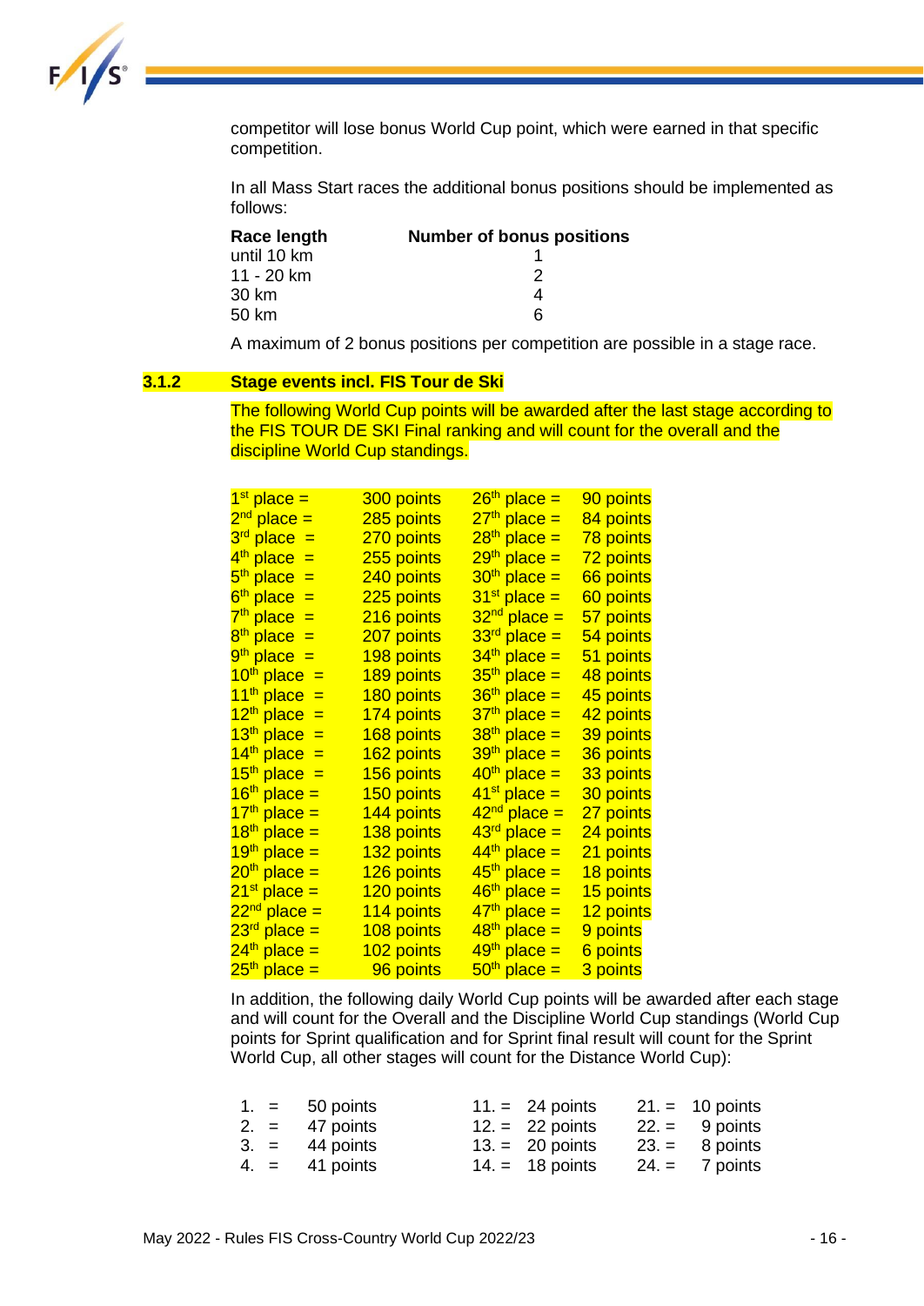competitor will lose bonus World Cup point, which were earned in that specific competition.

In all Mass Start races the additional bonus positions should be implemented as follows:

| Race length | Number of bonus positions |
|---|---|
| until 10 km | 1 |
| 11 - 20 km | 2 |
| 30 km | 4 |
| 50 km | 6 |

A maximum of 2 bonus positions per competition are possible in a stage race.

### 3.1.2 Stage events incl. FIS Tour de Ski

The following World Cup points will be awarded after the last stage according to the FIS TOUR DE SKI Final ranking and will count for the overall and the discipline World Cup standings.

| Place | Points | Place | Points |
|---|---|---|---|
| 1st place = | 300 points | 26th place = | 90 points |
| 2nd place = | 285 points | 27th place = | 84 points |
| 3rd place = | 270 points | 28th place = | 78 points |
| 4th place = | 255 points | 29th place = | 72 points |
| 5th place = | 240 points | 30th place = | 66 points |
| 6th place = | 225 points | 31st place = | 60 points |
| 7th place = | 216 points | 32nd place = | 57 points |
| 8th place = | 207 points | 33rd place = | 54 points |
| 9th place = | 198 points | 34th place = | 51 points |
| 10th place = | 189 points | 35th place = | 48 points |
| 11th place = | 180 points | 36th place = | 45 points |
| 12th place = | 174 points | 37th place = | 42 points |
| 13th place = | 168 points | 38th place = | 39 points |
| 14th place = | 162 points | 39th place = | 36 points |
| 15th place = | 156 points | 40th place = | 33 points |
| 16th place = | 150 points | 41st place = | 30 points |
| 17th place = | 144 points | 42nd place = | 27 points |
| 18th place = | 138 points | 43rd place = | 24 points |
| 19th place = | 132 points | 44th place = | 21 points |
| 20th place = | 126 points | 45th place = | 18 points |
| 21st place = | 120 points | 46th place = | 15 points |
| 22nd place = | 114 points | 47th place = | 12 points |
| 23rd place = | 108 points | 48th place = | 9 points |
| 24th place = | 102 points | 49th place = | 6 points |
| 25th place = | 96 points | 50th place = | 3 points |

In addition, the following daily World Cup points will be awarded after each stage and will count for the Overall and the Discipline World Cup standings (World Cup points for Sprint qualification and for Sprint final result will count for the Sprint World Cup, all other stages will count for the Distance World Cup):

| Place | Points | Place | Points | Place | Points |
|---|---|---|---|---|---|
| 1. = | 50 points | 11. = | 24 points | 21. = | 10 points |
| 2. = | 47 points | 12. = | 22 points | 22. = | 9 points |
| 3. = | 44 points | 13. = | 20 points | 23. = | 8 points |
| 4. = | 41 points | 14. = | 18 points | 24. = | 7 points |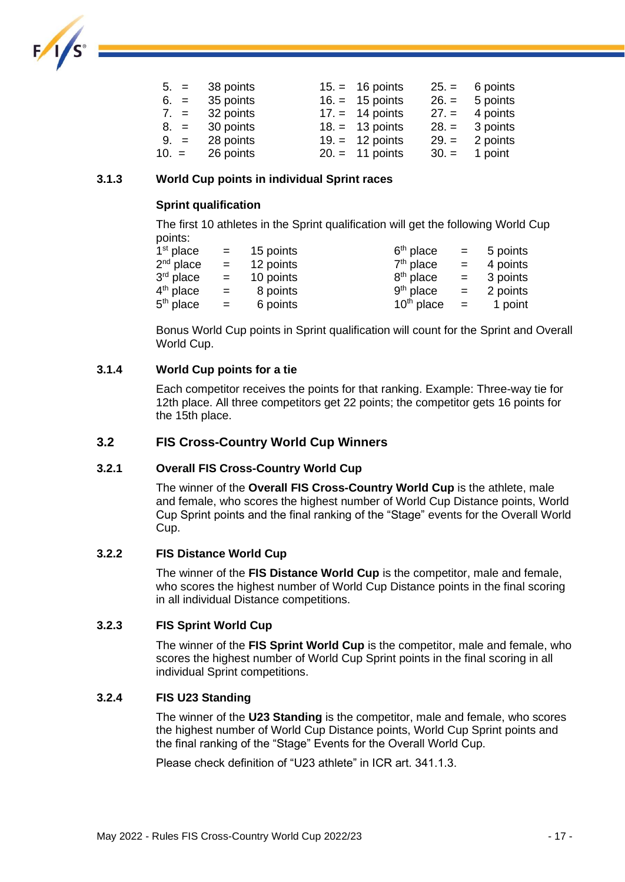| | | | | | |
|---|---|---|---|---|---|
| 5. = | 38 points | 15. = | 16 points | 25. = | 6 points |
| 6. = | 35 points | 16. = | 15 points | 26. = | 5 points |
| 7. = | 32 points | 17. = | 14 points | 27. = | 4 points |
| 8. = | 30 points | 18. = | 13 points | 28. = | 3 points |
| 9. = | 28 points | 19. = | 12 points | 29. = | 2 points |
| 10. = | 26 points | 20. = | 11 points | 30. = | 1 point |

### 3.1.3 World Cup points in individual Sprint races

**Sprint qualification**

The first 10 athletes in the Sprint qualification will get the following World Cup points:

| | | | | | |
|---|---|---|---|---|---|
| 1st place | = | 15 points | 6th place | = | 5 points |
| 2nd place | = | 12 points | 7th place | = | 4 points |
| 3rd place | = | 10 points | 8th place | = | 3 points |
| 4th place | = | 8 points | 9th place | = | 2 points |
| 5th place | = | 6 points | 10th place | = | 1 point |

Bonus World Cup points in Sprint qualification will count for the Sprint and Overall World Cup.

### 3.1.4 World Cup points for a tie

Each competitor receives the points for that ranking. Example: Three-way tie for 12th place. All three competitors get 22 points; the competitor gets 16 points for the 15th place.

## 3.2 FIS Cross-Country World Cup Winners

### 3.2.1 Overall FIS Cross-Country World Cup

The winner of the **Overall FIS Cross-Country World Cup** is the athlete, male and female, who scores the highest number of World Cup Distance points, World Cup Sprint points and the final ranking of the "Stage" events for the Overall World Cup.

### 3.2.2 FIS Distance World Cup

The winner of the **FIS Distance World Cup** is the competitor, male and female, who scores the highest number of World Cup Distance points in the final scoring in all individual Distance competitions.

### 3.2.3 FIS Sprint World Cup

The winner of the **FIS Sprint World Cup** is the competitor, male and female, who scores the highest number of World Cup Sprint points in the final scoring in all individual Sprint competitions.

### 3.2.4 FIS U23 Standing

The winner of the **U23 Standing** is the competitor, male and female, who scores the highest number of World Cup Distance points, World Cup Sprint points and the final ranking of the "Stage" Events for the Overall World Cup.

Please check definition of "U23 athlete" in ICR art. 341.1.3.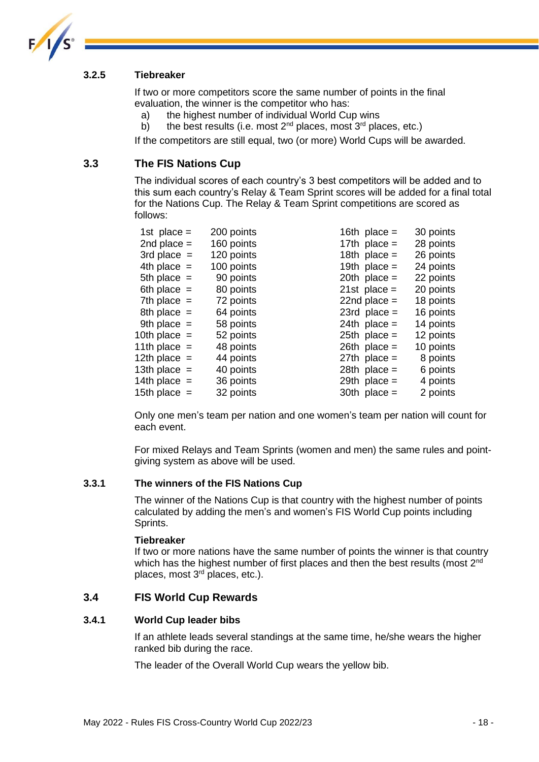### 3.2.5 Tiebreaker

If two or more competitors score the same number of points in the final evaluation, the winner is the competitor who has:

a) the highest number of individual World Cup wins
b) the best results (i.e. most 2nd places, most 3rd places, etc.)

If the competitors are still equal, two (or more) World Cups will be awarded.

## 3.3 The FIS Nations Cup

The individual scores of each country's 3 best competitors will be added and to this sum each country's Relay & Team Sprint scores will be added for a final total for the Nations Cup. The Relay & Team Sprint competitions are scored as follows:

| Place | Points | Place | Points |
|---|---|---|---|
| 1st place = | 200 points | 16th place = | 30 points |
| 2nd place = | 160 points | 17th place = | 28 points |
| 3rd place = | 120 points | 18th place = | 26 points |
| 4th place = | 100 points | 19th place = | 24 points |
| 5th place = | 90 points | 20th place = | 22 points |
| 6th place = | 80 points | 21st place = | 20 points |
| 7th place = | 72 points | 22nd place = | 18 points |
| 8th place = | 64 points | 23rd place = | 16 points |
| 9th place = | 58 points | 24th place = | 14 points |
| 10th place = | 52 points | 25th place = | 12 points |
| 11th place = | 48 points | 26th place = | 10 points |
| 12th place = | 44 points | 27th place = | 8 points |
| 13th place = | 40 points | 28th place = | 6 points |
| 14th place = | 36 points | 29th place = | 4 points |
| 15th place = | 32 points | 30th place = | 2 points |

Only one men's team per nation and one women's team per nation will count for each event.

For mixed Relays and Team Sprints (women and men) the same rules and point-giving system as above will be used.

### 3.3.1 The winners of the FIS Nations Cup

The winner of the Nations Cup is that country with the highest number of points calculated by adding the men's and women's FIS World Cup points including Sprints.

**Tiebreaker**
If two or more nations have the same number of points the winner is that country which has the highest number of first places and then the best results (most 2nd places, most 3rd places, etc.).

## 3.4 FIS World Cup Rewards

### 3.4.1 World Cup leader bibs

If an athlete leads several standings at the same time, he/she wears the higher ranked bib during the race.

The leader of the Overall World Cup wears the yellow bib.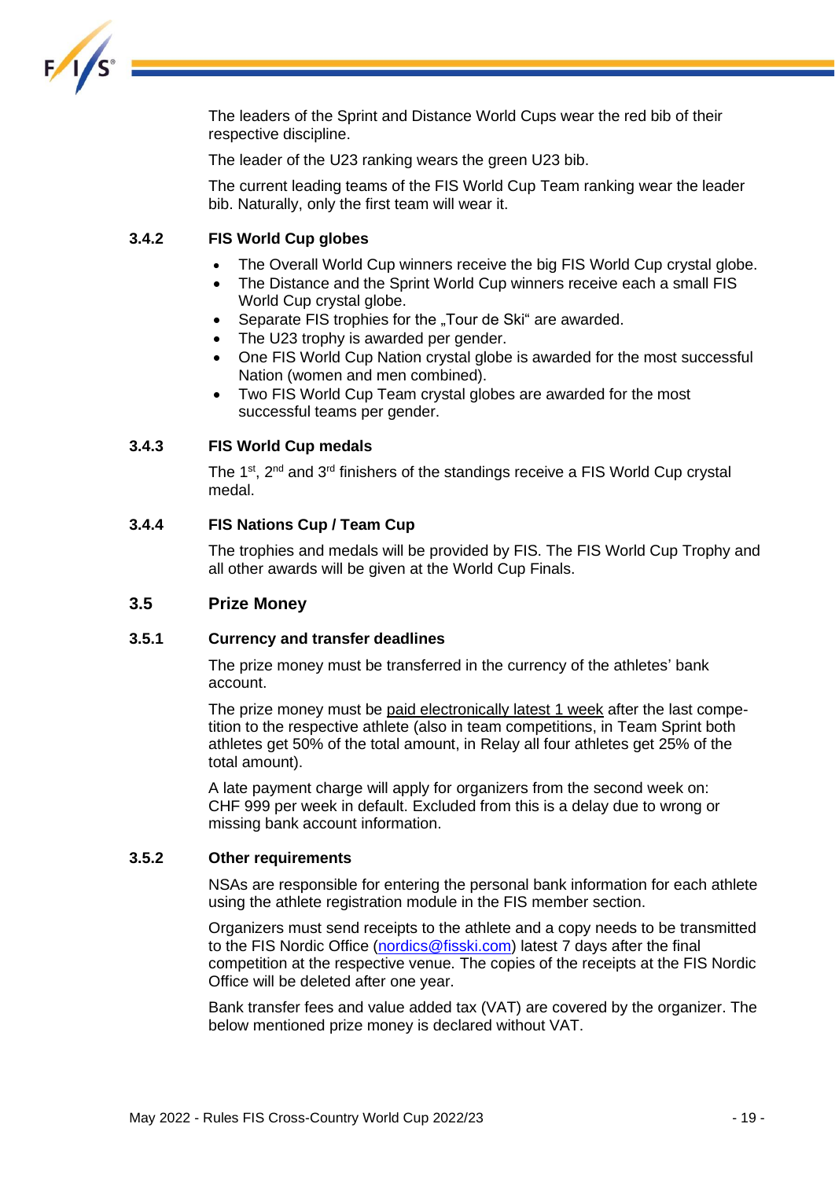The leaders of the Sprint and Distance World Cups wear the red bib of their respective discipline.

The leader of the U23 ranking wears the green U23 bib.

The current leading teams of the FIS World Cup Team ranking wear the leader bib. Naturally, only the first team will wear it.

#### 3.4.2 FIS World Cup globes

- The Overall World Cup winners receive the big FIS World Cup crystal globe.
- The Distance and the Sprint World Cup winners receive each a small FIS World Cup crystal globe.
- Separate FIS trophies for the „Tour de Ski“ are awarded.
- The U23 trophy is awarded per gender.
- One FIS World Cup Nation crystal globe is awarded for the most successful Nation (women and men combined).
- Two FIS World Cup Team crystal globes are awarded for the most successful teams per gender.

#### 3.4.3 FIS World Cup medals

The 1st, 2nd and 3rd finishers of the standings receive a FIS World Cup crystal medal.

#### 3.4.4 FIS Nations Cup / Team Cup

The trophies and medals will be provided by FIS. The FIS World Cup Trophy and all other awards will be given at the World Cup Finals.

### 3.5 Prize Money

#### 3.5.1 Currency and transfer deadlines

The prize money must be transferred in the currency of the athletes’ bank account.

The prize money must be paid electronically latest 1 week after the last competition to the respective athlete (also in team competitions, in Team Sprint both athletes get 50% of the total amount, in Relay all four athletes get 25% of the total amount).

A late payment charge will apply for organizers from the second week on: CHF 999 per week in default. Excluded from this is a delay due to wrong or missing bank account information.

#### 3.5.2 Other requirements

NSAs are responsible for entering the personal bank information for each athlete using the athlete registration module in the FIS member section.

Organizers must send receipts to the athlete and a copy needs to be transmitted to the FIS Nordic Office (nordics@fisski.com) latest 7 days after the final competition at the respective venue. The copies of the receipts at the FIS Nordic Office will be deleted after one year.

Bank transfer fees and value added tax (VAT) are covered by the organizer. The below mentioned prize money is declared without VAT.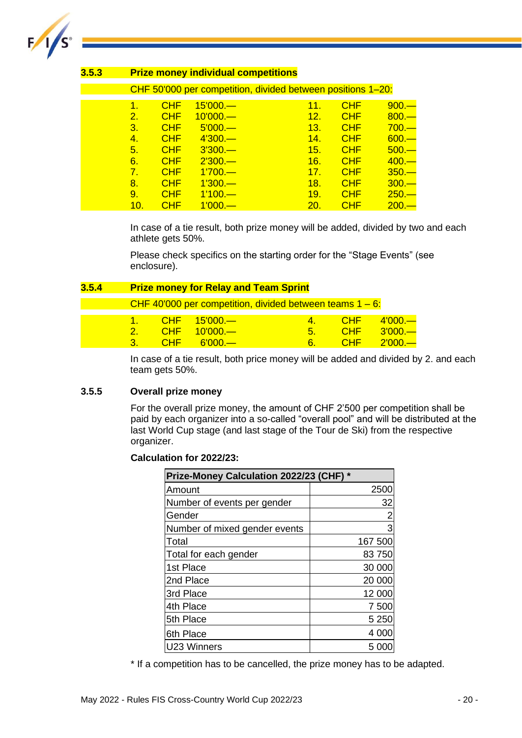### 3.5.3 Prize money individual competitions

CHF 50'000 per competition, divided between positions 1–20:

| | | | | | |
|---|---|---|---|---|---|
| 1. | CHF | 15'000.— | 11. | CHF | 900.— |
| 2. | CHF | 10'000.— | 12. | CHF | 800.— |
| 3. | CHF | 5'000.— | 13. | CHF | 700.— |
| 4. | CHF | 4'300.— | 14. | CHF | 600.— |
| 5. | CHF | 3'300.— | 15. | CHF | 500.— |
| 6. | CHF | 2'300.— | 16. | CHF | 400.— |
| 7. | CHF | 1'700.— | 17. | CHF | 350.— |
| 8. | CHF | 1'300.— | 18. | CHF | 300.— |
| 9. | CHF | 1'100.— | 19. | CHF | 250.— |
| 10. | CHF | 1'000.— | 20. | CHF | 200.— |

In case of a tie result, both prize money will be added, divided by two and each athlete gets 50%.

Please check specifics on the starting order for the "Stage Events" (see enclosure).

### 3.5.4 Prize money for Relay and Team Sprint

CHF 40'000 per competition, divided between teams 1 – 6:

| | | | | | |
|---|---|---|---|---|---|
| 1. | CHF | 15'000.— | 4. | CHF | 4'000.— |
| 2. | CHF | 10'000.— | 5. | CHF | 3'000.— |
| 3. | CHF | 6'000.— | 6. | CHF | 2'000.— |

In case of a tie result, both price money will be added and divided by 2. and each team gets 50%.

### 3.5.5 Overall prize money

For the overall prize money, the amount of CHF 2'500 per competition shall be paid by each organizer into a so-called "overall pool" and will be distributed at the last World Cup stage (and last stage of the Tour de Ski) from the respective organizer.

**Calculation for 2022/23:**

| Prize-Money Calculation 2022/23 (CHF) * | |
|---|---|
| Amount | 2500 |
| Number of events per gender | 32 |
| Gender | 2 |
| Number of mixed gender events | 3 |
| Total | 167 500 |
| Total for each gender | 83 750 |
| 1st Place | 30 000 |
| 2nd Place | 20 000 |
| 3rd Place | 12 000 |
| 4th Place | 7 500 |
| 5th Place | 5 250 |
| 6th Place | 4 000 |
| U23 Winners | 5 000 |

* If a competition has to be cancelled, the prize money has to be adapted.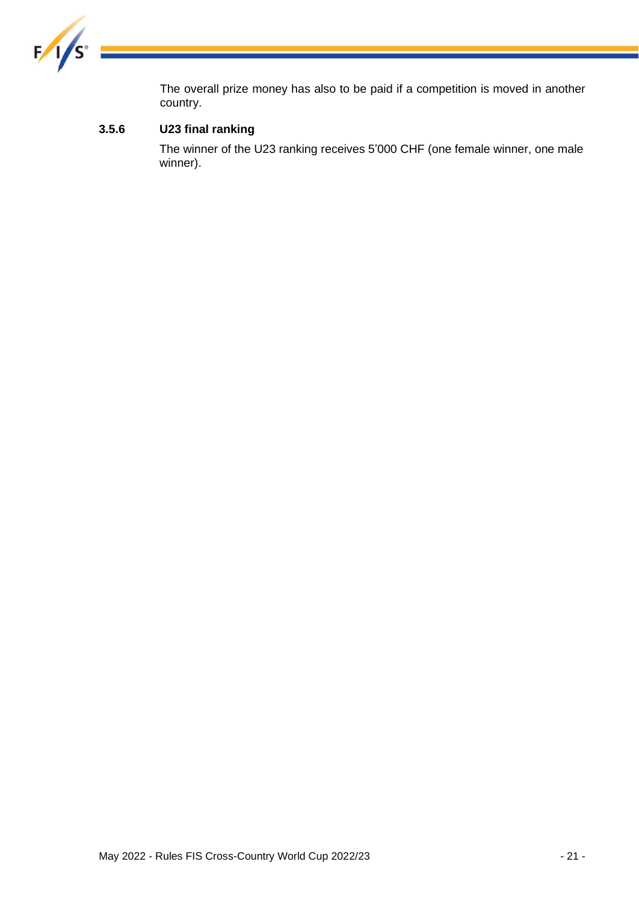The overall prize money has also to be paid if a competition is moved in another country.

### 3.5.6 U23 final ranking

The winner of the U23 ranking receives 5'000 CHF (one female winner, one male winner).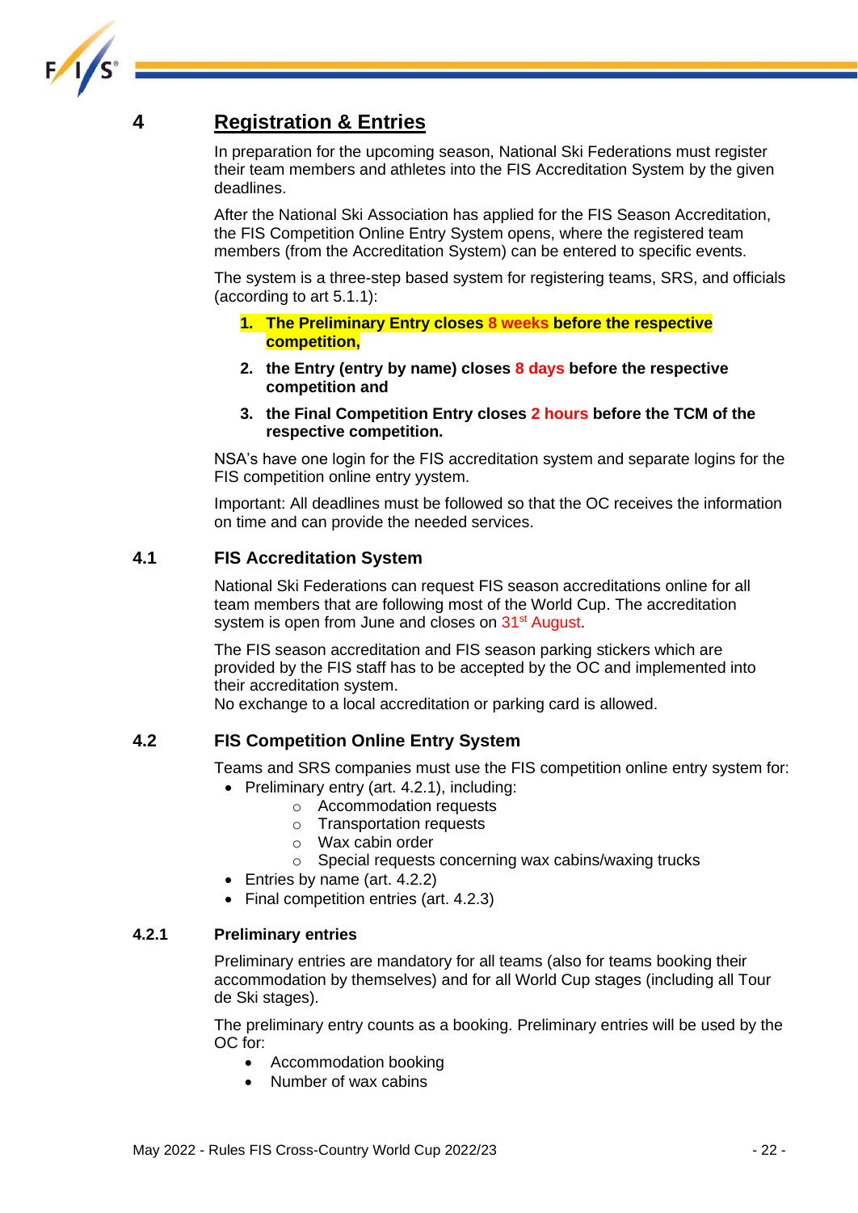# 4 Registration & Entries

In preparation for the upcoming season, National Ski Federations must register their team members and athletes into the FIS Accreditation System by the given deadlines.

After the National Ski Association has applied for the FIS Season Accreditation, the FIS Competition Online Entry System opens, where the registered team members (from the Accreditation System) can be entered to specific events.

The system is a three-step based system for registering teams, SRS, and officials (according to art 5.1.1):

1. **The Preliminary Entry closes 8 weeks before the respective competition,**
2. **the Entry (entry by name) closes 8 days before the respective competition and**
3. **the Final Competition Entry closes 2 hours before the TCM of the respective competition.**

NSA's have one login for the FIS accreditation system and separate logins for the FIS competition online entry yystem.

Important: All deadlines must be followed so that the OC receives the information on time and can provide the needed services.

## 4.1 FIS Accreditation System

National Ski Federations can request FIS season accreditations online for all team members that are following most of the World Cup. The accreditation system is open from June and closes on 31st August.

The FIS season accreditation and FIS season parking stickers which are provided by the FIS staff has to be accepted by the OC and implemented into their accreditation system.
No exchange to a local accreditation or parking card is allowed.

## 4.2 FIS Competition Online Entry System

Teams and SRS companies must use the FIS competition online entry system for:

- Preliminary entry (art. 4.2.1), including:
  - Accommodation requests
  - Transportation requests
  - Wax cabin order
  - Special requests concerning wax cabins/waxing trucks
- Entries by name (art. 4.2.2)
- Final competition entries (art. 4.2.3)

### 4.2.1 Preliminary entries

Preliminary entries are mandatory for all teams (also for teams booking their accommodation by themselves) and for all World Cup stages (including all Tour de Ski stages).

The preliminary entry counts as a booking. Preliminary entries will be used by the OC for:

- Accommodation booking
- Number of wax cabins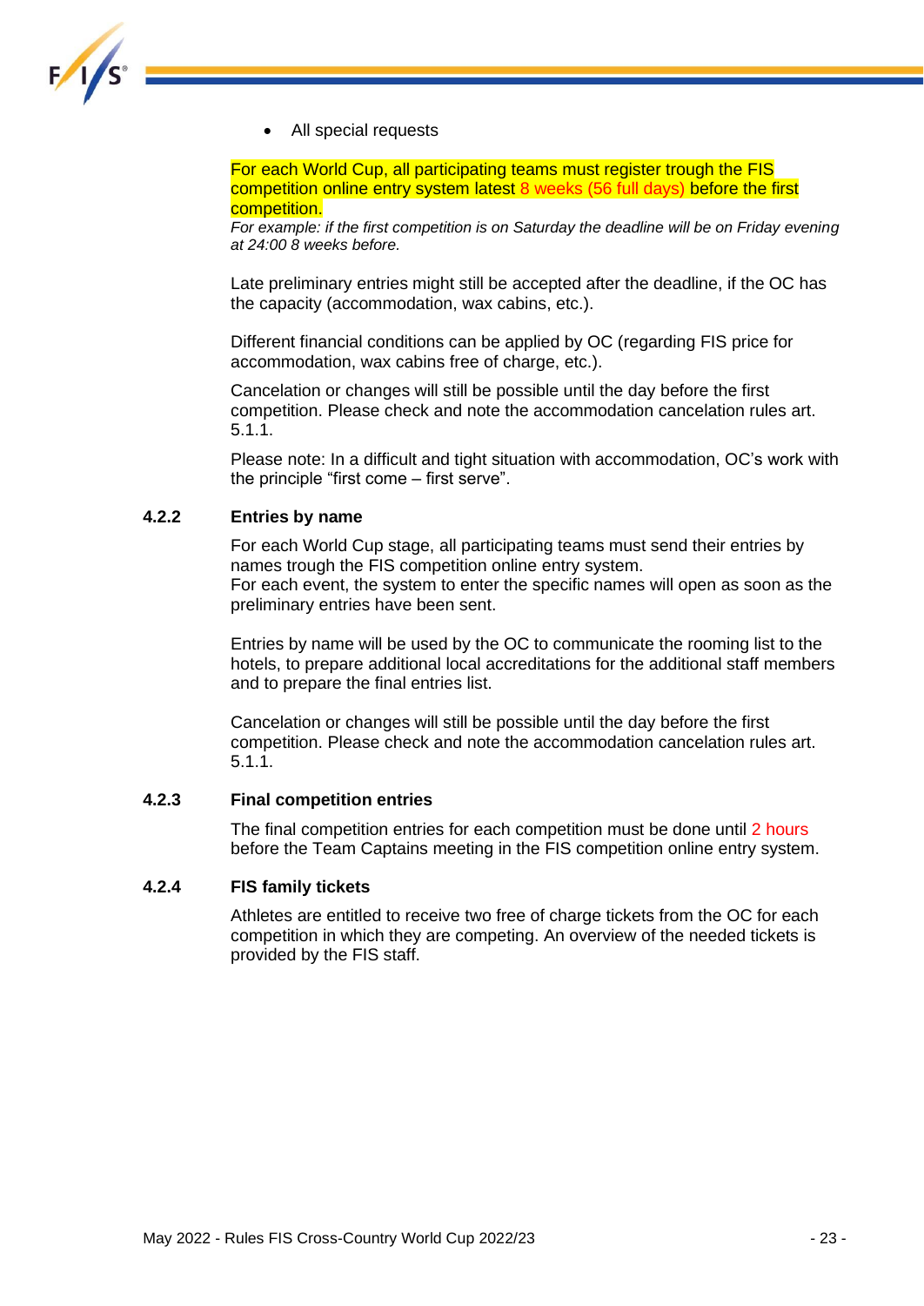- All special requests

For each World Cup, all participating teams must register trough the FIS competition online entry system latest 8 weeks (56 full days) before the first competition.

*For example: if the first competition is on Saturday the deadline will be on Friday evening at 24:00 8 weeks before.*

Late preliminary entries might still be accepted after the deadline, if the OC has the capacity (accommodation, wax cabins, etc.).

Different financial conditions can be applied by OC (regarding FIS price for accommodation, wax cabins free of charge, etc.).

Cancelation or changes will still be possible until the day before the first competition. Please check and note the accommodation cancelation rules art. 5.1.1.

Please note: In a difficult and tight situation with accommodation, OC's work with the principle "first come – first serve".

### 4.2.2 Entries by name

For each World Cup stage, all participating teams must send their entries by names trough the FIS competition online entry system.
For each event, the system to enter the specific names will open as soon as the preliminary entries have been sent.

Entries by name will be used by the OC to communicate the rooming list to the hotels, to prepare additional local accreditations for the additional staff members and to prepare the final entries list.

Cancelation or changes will still be possible until the day before the first competition. Please check and note the accommodation cancelation rules art. 5.1.1.

### 4.2.3 Final competition entries

The final competition entries for each competition must be done until 2 hours before the Team Captains meeting in the FIS competition online entry system.

### 4.2.4 FIS family tickets

Athletes are entitled to receive two free of charge tickets from the OC for each competition in which they are competing. An overview of the needed tickets is provided by the FIS staff.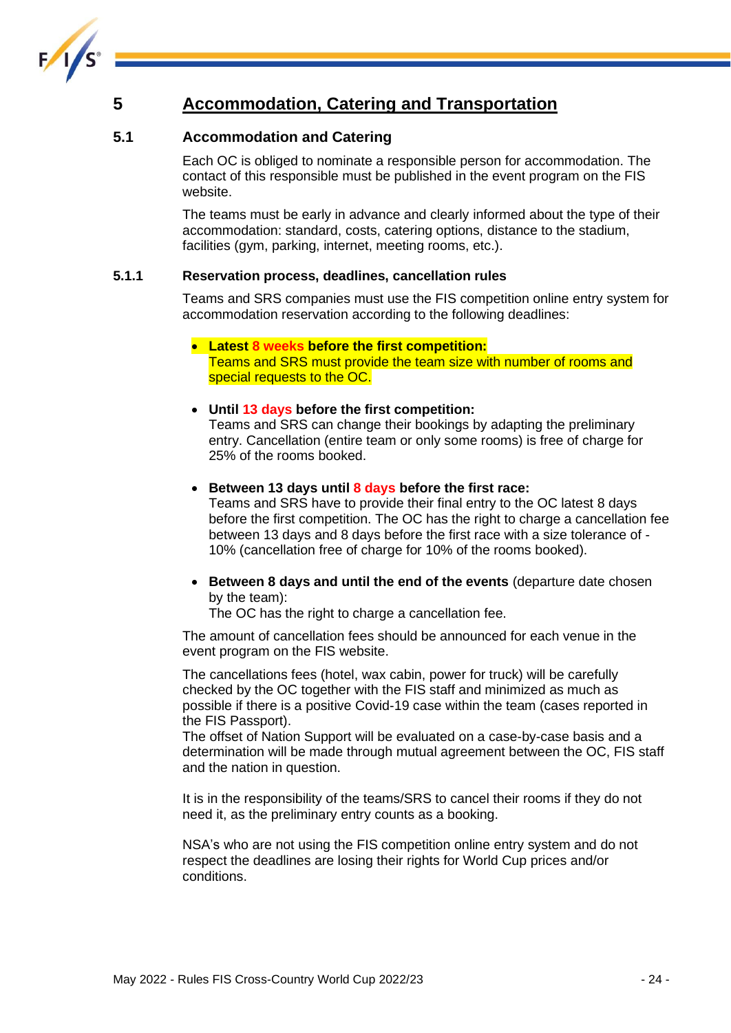# 5 Accommodation, Catering and Transportation

## 5.1 Accommodation and Catering

Each OC is obliged to nominate a responsible person for accommodation. The contact of this responsible must be published in the event program on the FIS website.

The teams must be early in advance and clearly informed about the type of their accommodation: standard, costs, catering options, distance to the stadium, facilities (gym, parking, internet, meeting rooms, etc.).

### 5.1.1 Reservation process, deadlines, cancellation rules

Teams and SRS companies must use the FIS competition online entry system for accommodation reservation according to the following deadlines:

- **Latest 8 weeks before the first competition:**
  Teams and SRS must provide the team size with number of rooms and special requests to the OC.

- **Until 13 days before the first competition:**
  Teams and SRS can change their bookings by adapting the preliminary entry. Cancellation (entire team or only some rooms) is free of charge for 25% of the rooms booked.

- **Between 13 days until 8 days before the first race:**
  Teams and SRS have to provide their final entry to the OC latest 8 days before the first competition. The OC has the right to charge a cancellation fee between 13 days and 8 days before the first race with a size tolerance of -10% (cancellation free of charge for 10% of the rooms booked).

- **Between 8 days and until the end of the events** (departure date chosen by the team):
  The OC has the right to charge a cancellation fee.

The amount of cancellation fees should be announced for each venue in the event program on the FIS website.

The cancellations fees (hotel, wax cabin, power for truck) will be carefully checked by the OC together with the FIS staff and minimized as much as possible if there is a positive Covid-19 case within the team (cases reported in the FIS Passport).
The offset of Nation Support will be evaluated on a case-by-case basis and a determination will be made through mutual agreement between the OC, FIS staff and the nation in question.

It is in the responsibility of the teams/SRS to cancel their rooms if they do not need it, as the preliminary entry counts as a booking.

NSA's who are not using the FIS competition online entry system and do not respect the deadlines are losing their rights for World Cup prices and/or conditions.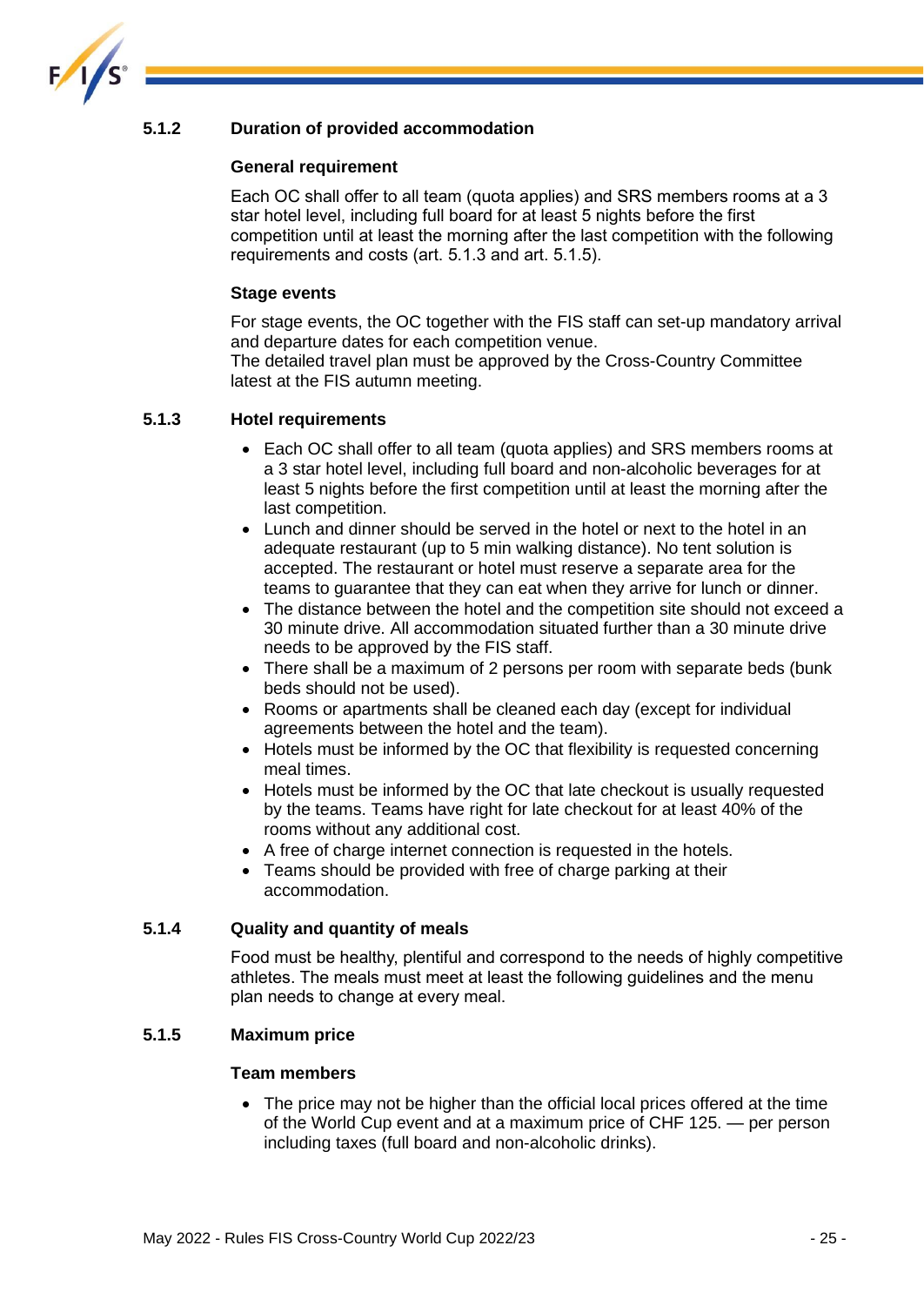### 5.1.2 Duration of provided accommodation

**General requirement**

Each OC shall offer to all team (quota applies) and SRS members rooms at a 3 star hotel level, including full board for at least 5 nights before the first competition until at least the morning after the last competition with the following requirements and costs (art. 5.1.3 and art. 5.1.5).

**Stage events**

For stage events, the OC together with the FIS staff can set-up mandatory arrival and departure dates for each competition venue.
The detailed travel plan must be approved by the Cross-Country Committee latest at the FIS autumn meeting.

### 5.1.3 Hotel requirements

- Each OC shall offer to all team (quota applies) and SRS members rooms at a 3 star hotel level, including full board and non-alcoholic beverages for at least 5 nights before the first competition until at least the morning after the last competition.
- Lunch and dinner should be served in the hotel or next to the hotel in an adequate restaurant (up to 5 min walking distance). No tent solution is accepted. The restaurant or hotel must reserve a separate area for the teams to guarantee that they can eat when they arrive for lunch or dinner.
- The distance between the hotel and the competition site should not exceed a 30 minute drive. All accommodation situated further than a 30 minute drive needs to be approved by the FIS staff.
- There shall be a maximum of 2 persons per room with separate beds (bunk beds should not be used).
- Rooms or apartments shall be cleaned each day (except for individual agreements between the hotel and the team).
- Hotels must be informed by the OC that flexibility is requested concerning meal times.
- Hotels must be informed by the OC that late checkout is usually requested by the teams. Teams have right for late checkout for at least 40% of the rooms without any additional cost.
- A free of charge internet connection is requested in the hotels.
- Teams should be provided with free of charge parking at their accommodation.

### 5.1.4 Quality and quantity of meals

Food must be healthy, plentiful and correspond to the needs of highly competitive athletes. The meals must meet at least the following guidelines and the menu plan needs to change at every meal.

### 5.1.5 Maximum price

**Team members**

- The price may not be higher than the official local prices offered at the time of the World Cup event and at a maximum price of CHF 125. — per person including taxes (full board and non-alcoholic drinks).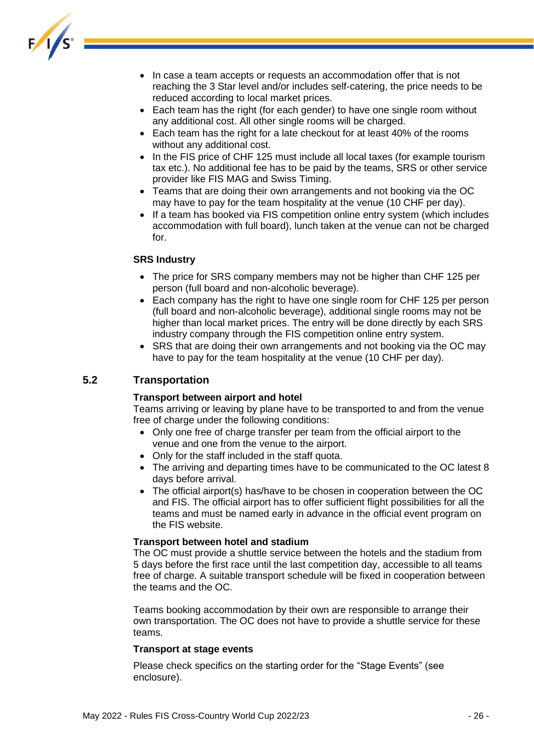- In case a team accepts or requests an accommodation offer that is not reaching the 3 Star level and/or includes self-catering, the price needs to be reduced according to local market prices.
- Each team has the right (for each gender) to have one single room without any additional cost. All other single rooms will be charged.
- Each team has the right for a late checkout for at least 40% of the rooms without any additional cost.
- In the FIS price of CHF 125 must include all local taxes (for example tourism tax etc.). No additional fee has to be paid by the teams, SRS or other service provider like FIS MAG and Swiss Timing.
- Teams that are doing their own arrangements and not booking via the OC may have to pay for the team hospitality at the venue (10 CHF per day).
- If a team has booked via FIS competition online entry system (which includes accommodation with full board), lunch taken at the venue can not be charged for.

**SRS Industry**

- The price for SRS company members may not be higher than CHF 125 per person (full board and non-alcoholic beverage).
- Each company has the right to have one single room for CHF 125 per person (full board and non-alcoholic beverage), additional single rooms may not be higher than local market prices. The entry will be done directly by each SRS industry company through the FIS competition online entry system.
- SRS that are doing their own arrangements and not booking via the OC may have to pay for the team hospitality at the venue (10 CHF per day).

## 5.2 Transportation

**Transport between airport and hotel**

Teams arriving or leaving by plane have to be transported to and from the venue free of charge under the following conditions:

- Only one free of charge transfer per team from the official airport to the venue and one from the venue to the airport.
- Only for the staff included in the staff quota.
- The arriving and departing times have to be communicated to the OC latest 8 days before arrival.
- The official airport(s) has/have to be chosen in cooperation between the OC and FIS. The official airport has to offer sufficient flight possibilities for all the teams and must be named early in advance in the official event program on the FIS website.

**Transport between hotel and stadium**

The OC must provide a shuttle service between the hotels and the stadium from 5 days before the first race until the last competition day, accessible to all teams free of charge. A suitable transport schedule will be fixed in cooperation between the teams and the OC.

Teams booking accommodation by their own are responsible to arrange their own transportation. The OC does not have to provide a shuttle service for these teams.

**Transport at stage events**

Please check specifics on the starting order for the “Stage Events” (see enclosure).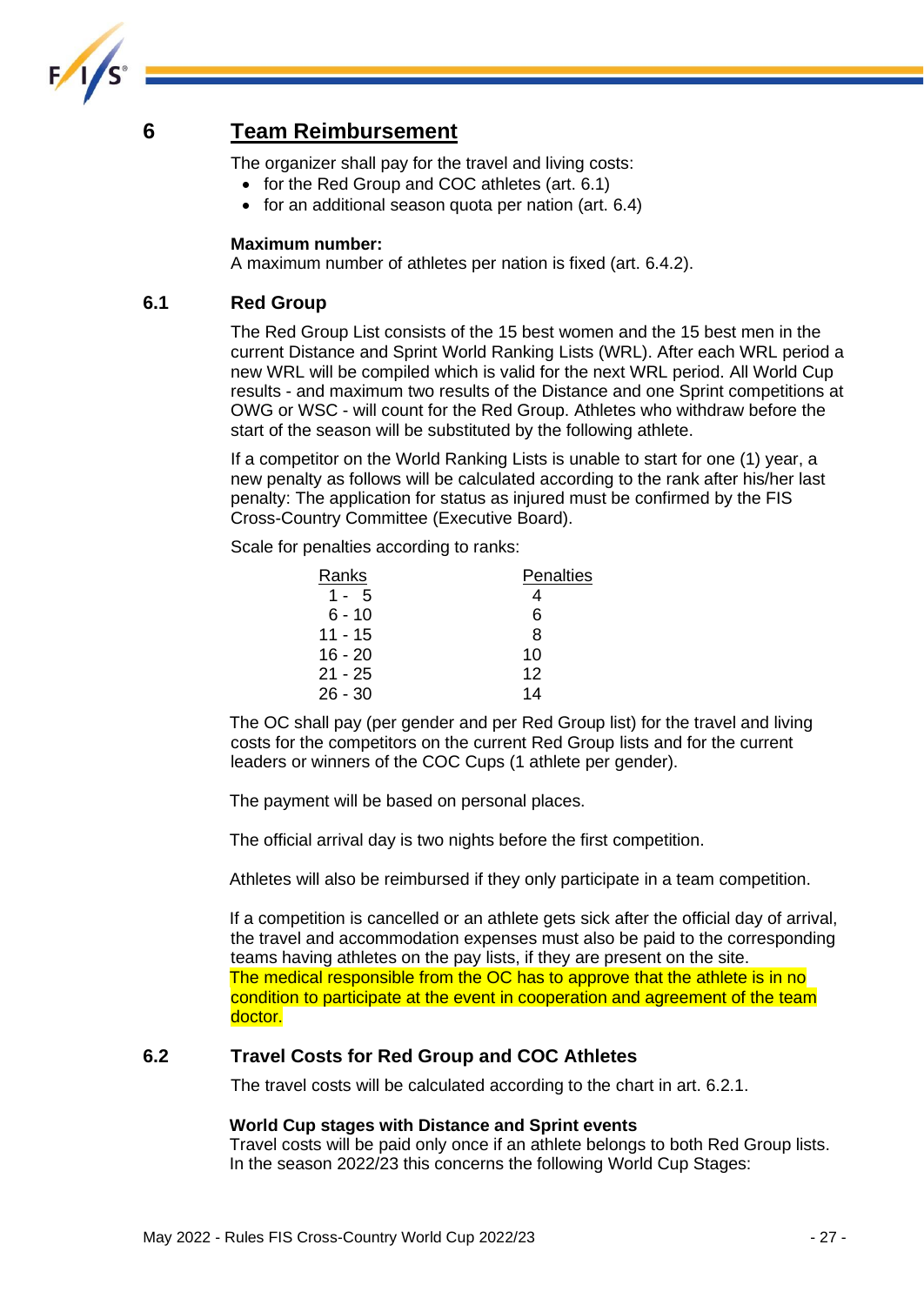# 6 Team Reimbursement

The organizer shall pay for the travel and living costs:

- for the Red Group and COC athletes (art. 6.1)
- for an additional season quota per nation (art. 6.4)

**Maximum number:**
A maximum number of athletes per nation is fixed (art. 6.4.2).

## 6.1 Red Group

The Red Group List consists of the 15 best women and the 15 best men in the current Distance and Sprint World Ranking Lists (WRL). After each WRL period a new WRL will be compiled which is valid for the next WRL period. All World Cup results - and maximum two results of the Distance and one Sprint competitions at OWG or WSC - will count for the Red Group. Athletes who withdraw before the start of the season will be substituted by the following athlete.

If a competitor on the World Ranking Lists is unable to start for one (1) year, a new penalty as follows will be calculated according to the rank after his/her last penalty: The application for status as injured must be confirmed by the FIS Cross-Country Committee (Executive Board).

Scale for penalties according to ranks:

| Ranks | Penalties |
|---|---|
| 1 - 5 | 4 |
| 6 - 10 | 6 |
| 11 - 15 | 8 |
| 16 - 20 | 10 |
| 21 - 25 | 12 |
| 26 - 30 | 14 |

The OC shall pay (per gender and per Red Group list) for the travel and living costs for the competitors on the current Red Group lists and for the current leaders or winners of the COC Cups (1 athlete per gender).

The payment will be based on personal places.

The official arrival day is two nights before the first competition.

Athletes will also be reimbursed if they only participate in a team competition.

If a competition is cancelled or an athlete gets sick after the official day of arrival, the travel and accommodation expenses must also be paid to the corresponding teams having athletes on the pay lists, if they are present on the site.
The medical responsible from the OC has to approve that the athlete is in no condition to participate at the event in cooperation and agreement of the team doctor.

## 6.2 Travel Costs for Red Group and COC Athletes

The travel costs will be calculated according to the chart in art. 6.2.1.

**World Cup stages with Distance and Sprint events**
Travel costs will be paid only once if an athlete belongs to both Red Group lists.
In the season 2022/23 this concerns the following World Cup Stages: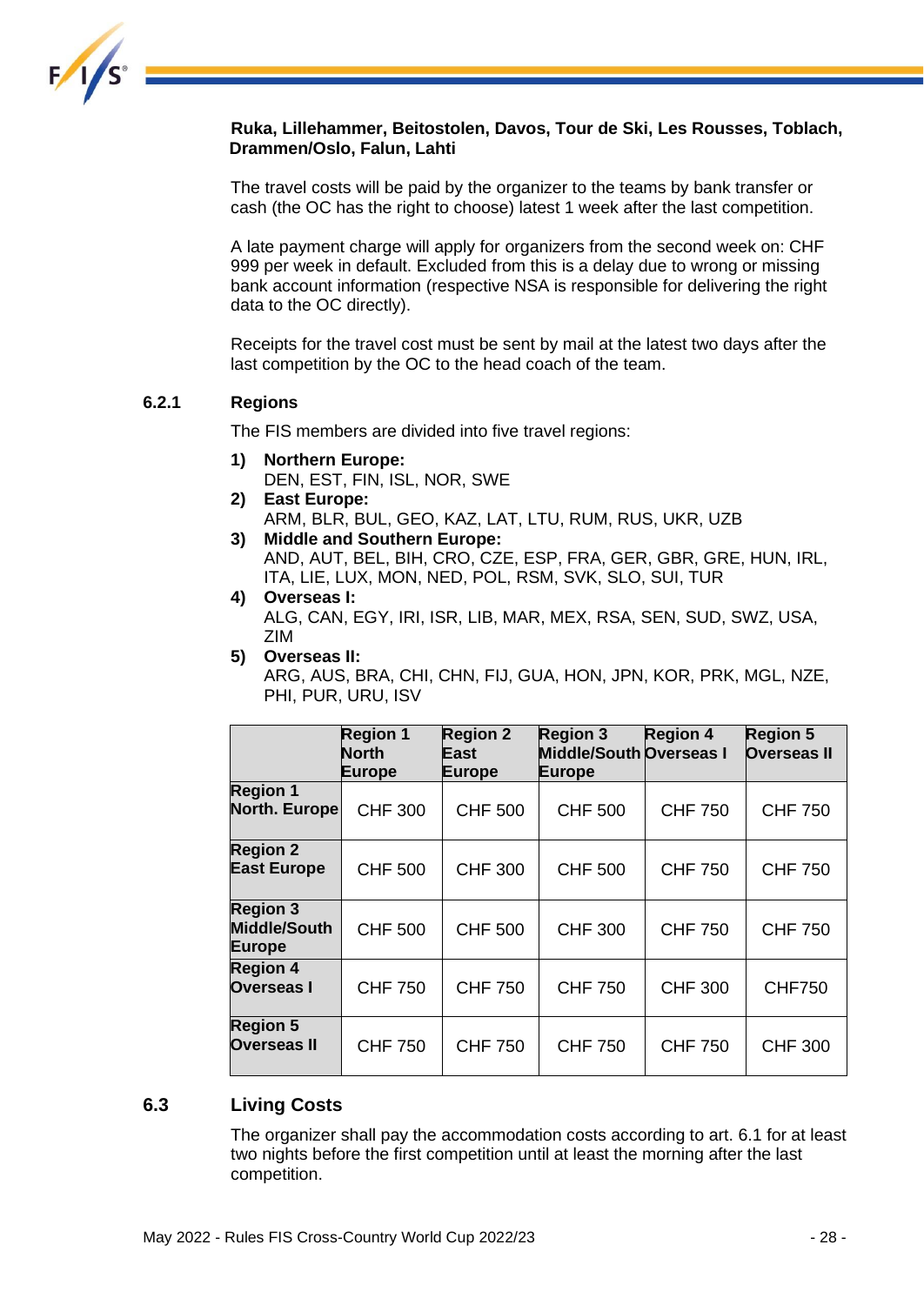**Ruka, Lillehammer, Beitostolen, Davos, Tour de Ski, Les Rousses, Toblach, Drammen/Oslo, Falun, Lahti**

The travel costs will be paid by the organizer to the teams by bank transfer or cash (the OC has the right to choose) latest 1 week after the last competition.

A late payment charge will apply for organizers from the second week on: CHF 999 per week in default. Excluded from this is a delay due to wrong or missing bank account information (respective NSA is responsible for delivering the right data to the OC directly).

Receipts for the travel cost must be sent by mail at the latest two days after the last competition by the OC to the head coach of the team.

### 6.2.1 Regions

The FIS members are divided into five travel regions:

1) **Northern Europe:**
   DEN, EST, FIN, ISL, NOR, SWE
2) **East Europe:**
   ARM, BLR, BUL, GEO, KAZ, LAT, LTU, RUM, RUS, UKR, UZB
3) **Middle and Southern Europe:**
   AND, AUT, BEL, BIH, CRO, CZE, ESP, FRA, GER, GBR, GRE, HUN, IRL, ITA, LIE, LUX, MON, NED, POL, RSM, SVK, SLO, SUI, TUR
4) **Overseas I:**
   ALG, CAN, EGY, IRI, ISR, LIB, MAR, MEX, RSA, SEN, SUD, SWZ, USA, ZIM
5) **Overseas II:**
   ARG, AUS, BRA, CHI, CHN, FIJ, GUA, HON, JPN, KOR, PRK, MGL, NZE, PHI, PUR, URU, ISV

| | Region 1 North Europe | Region 2 East Europe | Region 3 Middle/South Europe | Region 4 Overseas I | Region 5 Overseas II |
|---|---|---|---|---|---|
| **Region 1 North. Europe** | CHF 300 | CHF 500 | CHF 500 | CHF 750 | CHF 750 |
| **Region 2 East Europe** | CHF 500 | CHF 300 | CHF 500 | CHF 750 | CHF 750 |
| **Region 3 Middle/South Europe** | CHF 500 | CHF 500 | CHF 300 | CHF 750 | CHF 750 |
| **Region 4 Overseas I** | CHF 750 | CHF 750 | CHF 750 | CHF 300 | CHF750 |
| **Region 5 Overseas II** | CHF 750 | CHF 750 | CHF 750 | CHF 750 | CHF 300 |

## 6.3 Living Costs

The organizer shall pay the accommodation costs according to art. 6.1 for at least two nights before the first competition until at least the morning after the last competition.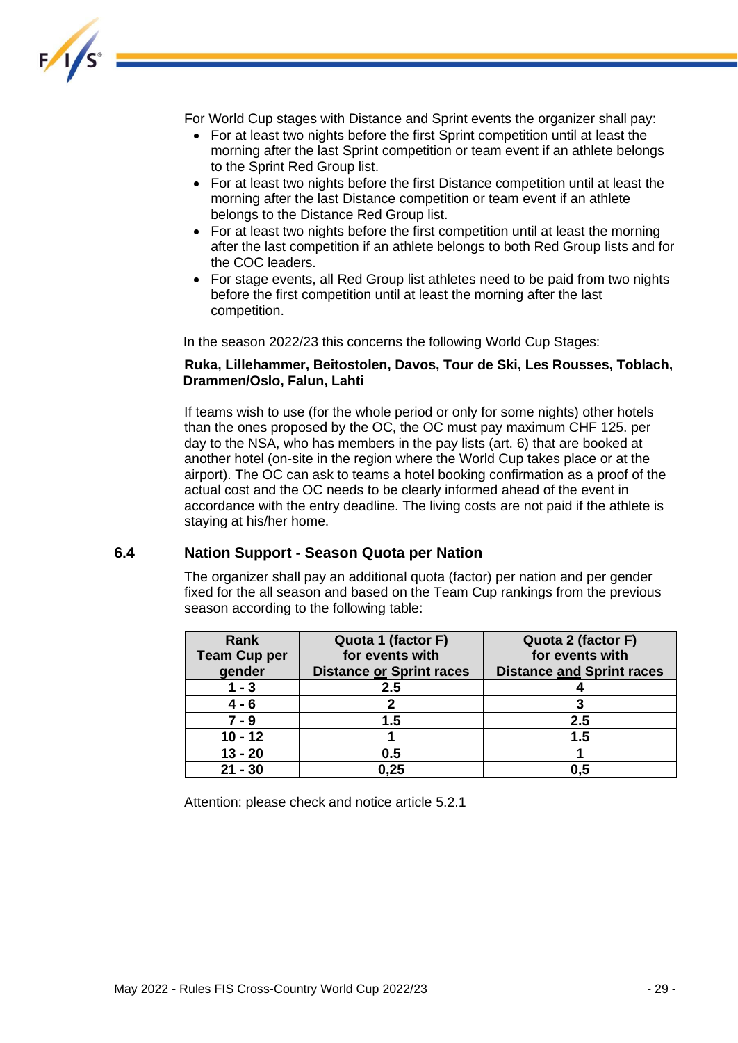For World Cup stages with Distance and Sprint events the organizer shall pay:

- For at least two nights before the first Sprint competition until at least the morning after the last Sprint competition or team event if an athlete belongs to the Sprint Red Group list.
- For at least two nights before the first Distance competition until at least the morning after the last Distance competition or team event if an athlete belongs to the Distance Red Group list.
- For at least two nights before the first competition until at least the morning after the last competition if an athlete belongs to both Red Group lists and for the COC leaders.
- For stage events, all Red Group list athletes need to be paid from two nights before the first competition until at least the morning after the last competition.

In the season 2022/23 this concerns the following World Cup Stages:

**Ruka, Lillehammer, Beitostolen, Davos, Tour de Ski, Les Rousses, Toblach, Drammen/Oslo, Falun, Lahti**

If teams wish to use (for the whole period or only for some nights) other hotels than the ones proposed by the OC, the OC must pay maximum CHF 125. per day to the NSA, who has members in the pay lists (art. 6) that are booked at another hotel (on-site in the region where the World Cup takes place or at the airport). The OC can ask to teams a hotel booking confirmation as a proof of the actual cost and the OC needs to be clearly informed ahead of the event in accordance with the entry deadline. The living costs are not paid if the athlete is staying at his/her home.

## 6.4 Nation Support - Season Quota per Nation

The organizer shall pay an additional quota (factor) per nation and per gender fixed for the all season and based on the Team Cup rankings from the previous season according to the following table:

| Rank Team Cup per gender | Quota 1 (factor F) for events with Distance or Sprint races | Quota 2 (factor F) for events with Distance and Sprint races |
|---|---|---|
| 1 - 3 | 2.5 | 4 |
| 4 - 6 | 2 | 3 |
| 7 - 9 | 1.5 | 2.5 |
| 10 - 12 | 1 | 1.5 |
| 13 - 20 | 0.5 | 1 |
| 21 - 30 | 0,25 | 0,5 |

Attention: please check and notice article 5.2.1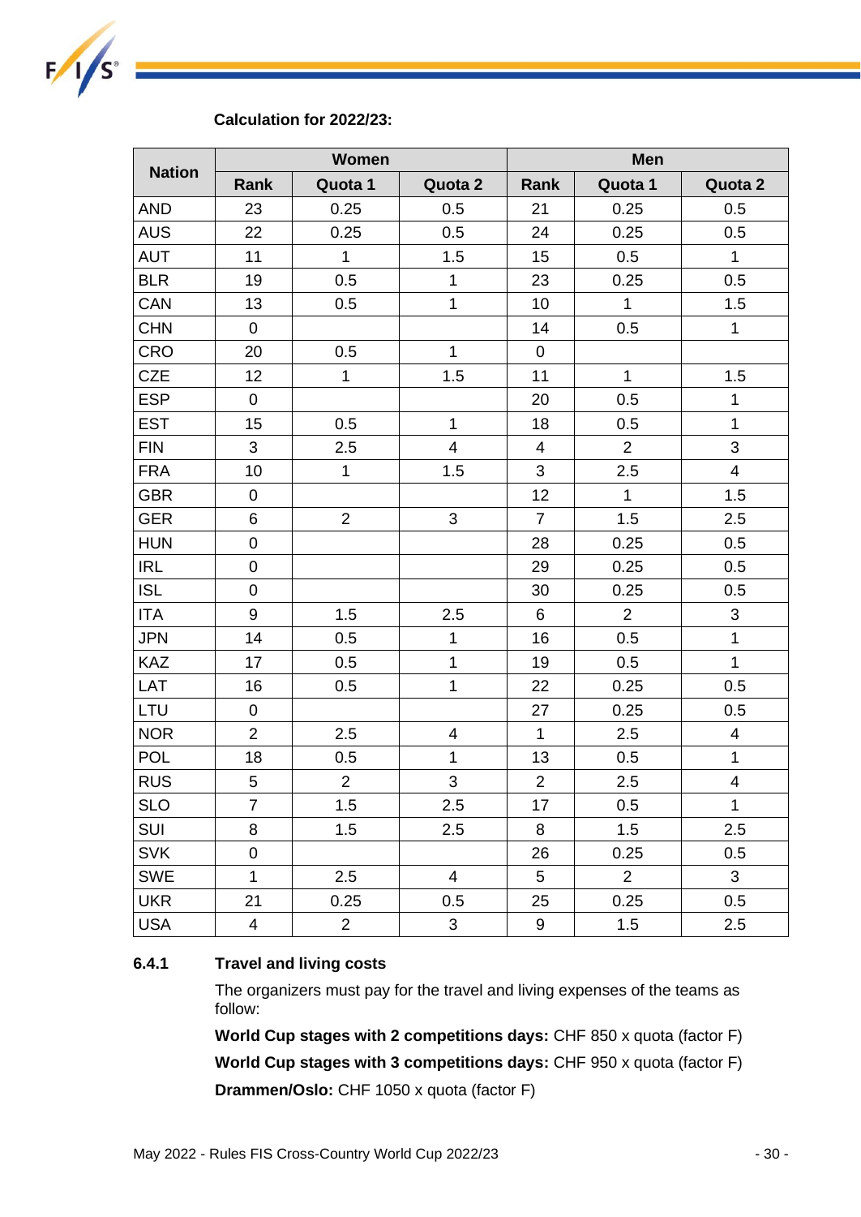**Calculation for 2022/23:**

| Nation | Women | | | Men | | |
|---|---|---|---|---|---|---|
| | Rank | Quota 1 | Quota 2 | Rank | Quota 1 | Quota 2 |
| AND | 23 | 0.25 | 0.5 | 21 | 0.25 | 0.5 |
| AUS | 22 | 0.25 | 0.5 | 24 | 0.25 | 0.5 |
| AUT | 11 | 1 | 1.5 | 15 | 0.5 | 1 |
| BLR | 19 | 0.5 | 1 | 23 | 0.25 | 0.5 |
| CAN | 13 | 0.5 | 1 | 10 | 1 | 1.5 |
| CHN | 0 | | | 14 | 0.5 | 1 |
| CRO | 20 | 0.5 | 1 | 0 | | |
| CZE | 12 | 1 | 1.5 | 11 | 1 | 1.5 |
| ESP | 0 | | | 20 | 0.5 | 1 |
| EST | 15 | 0.5 | 1 | 18 | 0.5 | 1 |
| FIN | 3 | 2.5 | 4 | 4 | 2 | 3 |
| FRA | 10 | 1 | 1.5 | 3 | 2.5 | 4 |
| GBR | 0 | | | 12 | 1 | 1.5 |
| GER | 6 | 2 | 3 | 7 | 1.5 | 2.5 |
| HUN | 0 | | | 28 | 0.25 | 0.5 |
| IRL | 0 | | | 29 | 0.25 | 0.5 |
| ISL | 0 | | | 30 | 0.25 | 0.5 |
| ITA | 9 | 1.5 | 2.5 | 6 | 2 | 3 |
| JPN | 14 | 0.5 | 1 | 16 | 0.5 | 1 |
| KAZ | 17 | 0.5 | 1 | 19 | 0.5 | 1 |
| LAT | 16 | 0.5 | 1 | 22 | 0.25 | 0.5 |
| LTU | 0 | | | 27 | 0.25 | 0.5 |
| NOR | 2 | 2.5 | 4 | 1 | 2.5 | 4 |
| POL | 18 | 0.5 | 1 | 13 | 0.5 | 1 |
| RUS | 5 | 2 | 3 | 2 | 2.5 | 4 |
| SLO | 7 | 1.5 | 2.5 | 17 | 0.5 | 1 |
| SUI | 8 | 1.5 | 2.5 | 8 | 1.5 | 2.5 |
| SVK | 0 | | | 26 | 0.25 | 0.5 |
| SWE | 1 | 2.5 | 4 | 5 | 2 | 3 |
| UKR | 21 | 0.25 | 0.5 | 25 | 0.25 | 0.5 |
| USA | 4 | 2 | 3 | 9 | 1.5 | 2.5 |

### 6.4.1 Travel and living costs

The organizers must pay for the travel and living expenses of the teams as follow:

**World Cup stages with 2 competitions days:** CHF 850 x quota (factor F)

**World Cup stages with 3 competitions days:** CHF 950 x quota (factor F)

**Drammen/Oslo:** CHF 1050 x quota (factor F)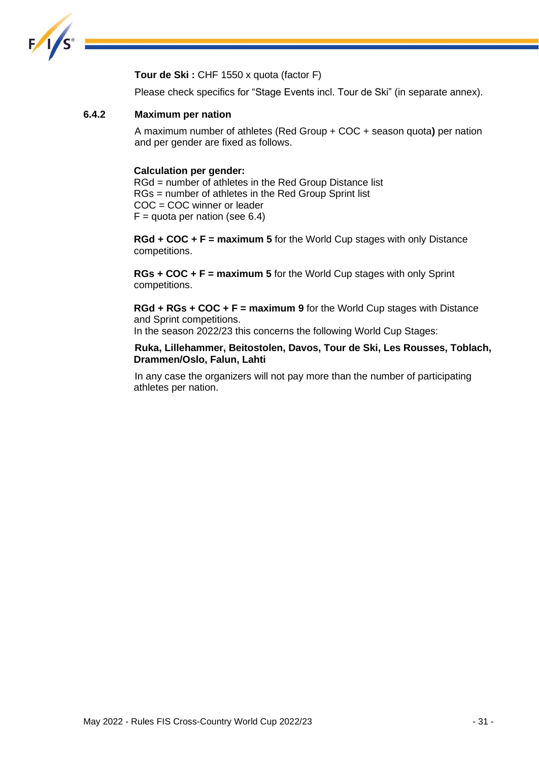**Tour de Ski :** CHF 1550 x quota (factor F)

Please check specifics for "Stage Events incl. Tour de Ski" (in separate annex).

### 6.4.2 Maximum per nation

A maximum number of athletes (Red Group + COC + season quota**)** per nation and per gender are fixed as follows.

**Calculation per gender:**
RGd = number of athletes in the Red Group Distance list
RGs = number of athletes in the Red Group Sprint list
COC = COC winner or leader
F = quota per nation (see 6.4)

**RGd + COC + F = maximum 5** for the World Cup stages with only Distance competitions.

**RGs + COC + F = maximum 5** for the World Cup stages with only Sprint competitions.

**RGd + RGs + COC + F = maximum 9** for the World Cup stages with Distance and Sprint competitions.
In the season 2022/23 this concerns the following World Cup Stages:

**Ruka, Lillehammer, Beitostolen, Davos, Tour de Ski, Les Rousses, Toblach, Drammen/Oslo, Falun, Lahti**

In any case the organizers will not pay more than the number of participating athletes per nation.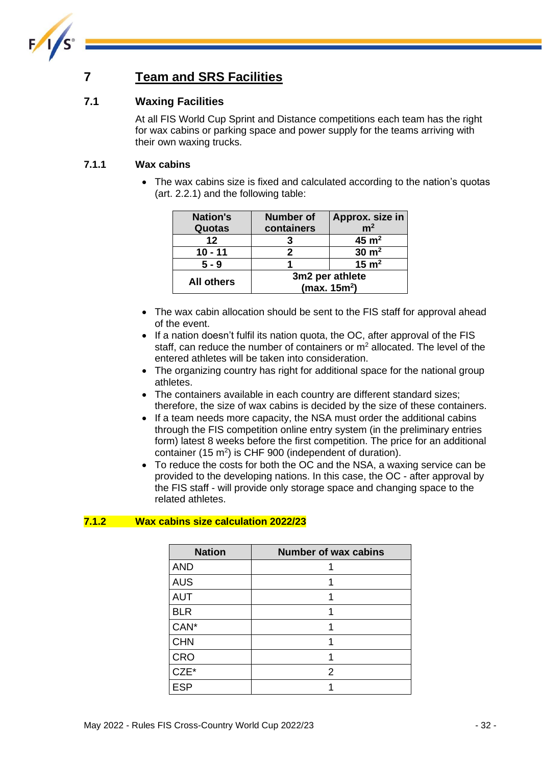# 7 Team and SRS Facilities

## 7.1 Waxing Facilities

At all FIS World Cup Sprint and Distance competitions each team has the right for wax cabins or parking space and power supply for the teams arriving with their own waxing trucks.

### 7.1.1 Wax cabins

- The wax cabins size is fixed and calculated according to the nation's quotas (art. 2.2.1) and the following table:

| Nation's Quotas | Number of containers | Approx. size in $m^2$ |
|---|---|---|
| 12 | 3 | 45 $m^2$ |
| 10 - 11 | 2 | 30 $m^2$ |
| 5 - 9 | 1 | 15 $m^2$ |
| All others | 3m2 per athlete (max. 15$m^2$) | |

- The wax cabin allocation should be sent to the FIS staff for approval ahead of the event.
- If a nation doesn't fulfil its nation quota, the OC, after approval of the FIS staff, can reduce the number of containers or $m^2$ allocated. The level of the entered athletes will be taken into consideration.
- The organizing country has right for additional space for the national group athletes.
- The containers available in each country are different standard sizes; therefore, the size of wax cabins is decided by the size of these containers.
- If a team needs more capacity, the NSA must order the additional cabins through the FIS competition online entry system (in the preliminary entries form) latest 8 weeks before the first competition. The price for an additional container (15 $m^2$) is CHF 900 (independent of duration).
- To reduce the costs for both the OC and the NSA, a waxing service can be provided to the developing nations. In this case, the OC - after approval by the FIS staff - will provide only storage space and changing space to the related athletes.

### 7.1.2 Wax cabins size calculation 2022/23

| Nation | Number of wax cabins |
|---|---|
| AND | 1 |
| AUS | 1 |
| AUT | 1 |
| BLR | 1 |
| CAN* | 1 |
| CHN | 1 |
| CRO | 1 |
| CZE* | 2 |
| ESP | 1 |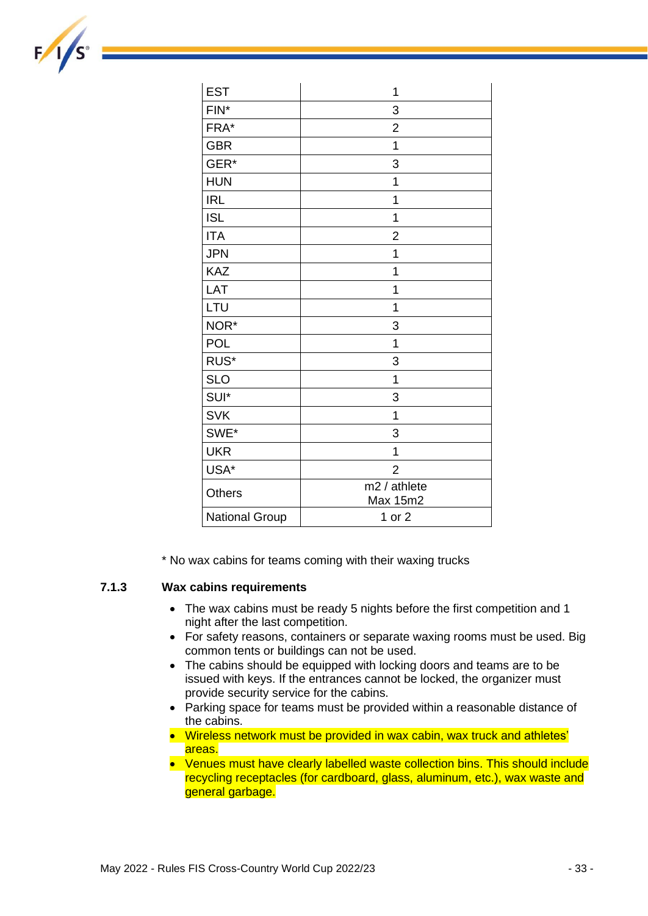| | |
|---|---|
| EST | 1 |
| FIN* | 3 |
| FRA* | 2 |
| GBR | 1 |
| GER* | 3 |
| HUN | 1 |
| IRL | 1 |
| ISL | 1 |
| ITA | 2 |
| JPN | 1 |
| KAZ | 1 |
| LAT | 1 |
| LTU | 1 |
| NOR* | 3 |
| POL | 1 |
| RUS* | 3 |
| SLO | 1 |
| SUI* | 3 |
| SVK | 1 |
| SWE* | 3 |
| UKR | 1 |
| USA* | 2 |
| Others | m2 / athlete Max 15m2 |
| National Group | 1 or 2 |

* No wax cabins for teams coming with their waxing trucks

### 7.1.3 Wax cabins requirements

- The wax cabins must be ready 5 nights before the first competition and 1 night after the last competition.
- For safety reasons, containers or separate waxing rooms must be used. Big common tents or buildings can not be used.
- The cabins should be equipped with locking doors and teams are to be issued with keys. If the entrances cannot be locked, the organizer must provide security service for the cabins.
- Parking space for teams must be provided within a reasonable distance of the cabins.
- Wireless network must be provided in wax cabin, wax truck and athletes' areas.
- Venues must have clearly labelled waste collection bins. This should include recycling receptacles (for cardboard, glass, aluminum, etc.), wax waste and general garbage.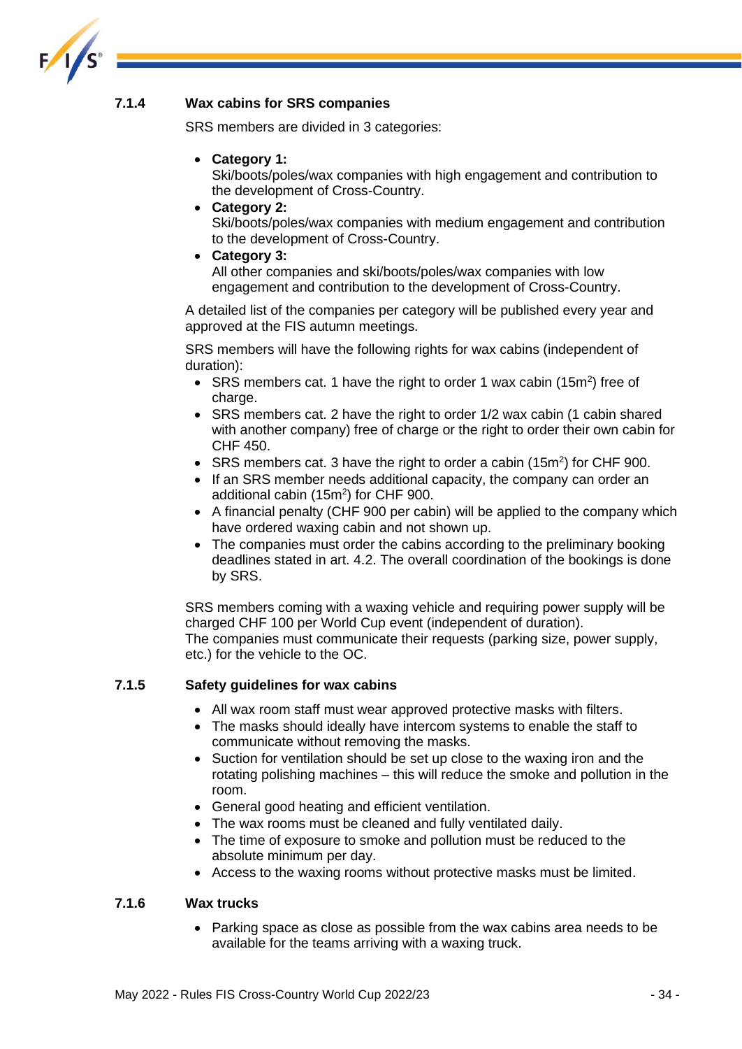### 7.1.4 Wax cabins for SRS companies

SRS members are divided in 3 categories:

- **Category 1:**
  Ski/boots/poles/wax companies with high engagement and contribution to the development of Cross-Country.
- **Category 2:**
  Ski/boots/poles/wax companies with medium engagement and contribution to the development of Cross-Country.
- **Category 3:**
  All other companies and ski/boots/poles/wax companies with low engagement and contribution to the development of Cross-Country.

A detailed list of the companies per category will be published every year and approved at the FIS autumn meetings.

SRS members will have the following rights for wax cabins (independent of duration):

- SRS members cat. 1 have the right to order 1 wax cabin (15m$^2$) free of charge.
- SRS members cat. 2 have the right to order 1/2 wax cabin (1 cabin shared with another company) free of charge or the right to order their own cabin for CHF 450.
- SRS members cat. 3 have the right to order a cabin (15m$^2$) for CHF 900.
- If an SRS member needs additional capacity, the company can order an additional cabin (15m$^2$) for CHF 900.
- A financial penalty (CHF 900 per cabin) will be applied to the company which have ordered waxing cabin and not shown up.
- The companies must order the cabins according to the preliminary booking deadlines stated in art. 4.2. The overall coordination of the bookings is done by SRS.

SRS members coming with a waxing vehicle and requiring power supply will be charged CHF 100 per World Cup event (independent of duration).
The companies must communicate their requests (parking size, power supply, etc.) for the vehicle to the OC.

### 7.1.5 Safety guidelines for wax cabins

- All wax room staff must wear approved protective masks with filters.
- The masks should ideally have intercom systems to enable the staff to communicate without removing the masks.
- Suction for ventilation should be set up close to the waxing iron and the rotating polishing machines – this will reduce the smoke and pollution in the room.
- General good heating and efficient ventilation.
- The wax rooms must be cleaned and fully ventilated daily.
- The time of exposure to smoke and pollution must be reduced to the absolute minimum per day.
- Access to the waxing rooms without protective masks must be limited.

### 7.1.6 Wax trucks

- Parking space as close as possible from the wax cabins area needs to be available for the teams arriving with a waxing truck.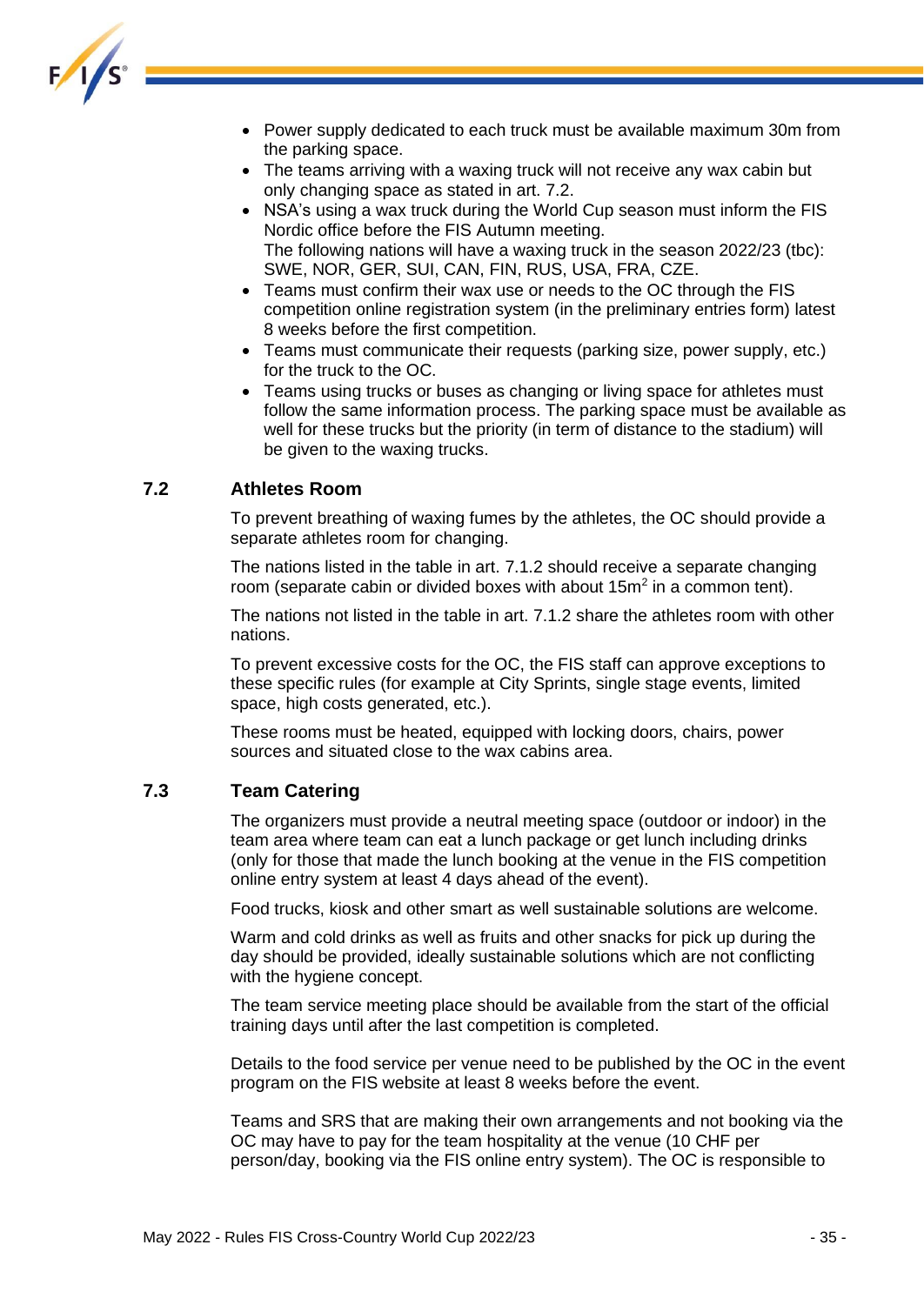- Power supply dedicated to each truck must be available maximum 30m from the parking space.
- The teams arriving with a waxing truck will not receive any wax cabin but only changing space as stated in art. 7.2.
- NSA's using a wax truck during the World Cup season must inform the FIS Nordic office before the FIS Autumn meeting.
  The following nations will have a waxing truck in the season 2022/23 (tbc): SWE, NOR, GER, SUI, CAN, FIN, RUS, USA, FRA, CZE.
- Teams must confirm their wax use or needs to the OC through the FIS competition online registration system (in the preliminary entries form) latest 8 weeks before the first competition.
- Teams must communicate their requests (parking size, power supply, etc.) for the truck to the OC.
- Teams using trucks or buses as changing or living space for athletes must follow the same information process. The parking space must be available as well for these trucks but the priority (in term of distance to the stadium) will be given to the waxing trucks.

## 7.2 Athletes Room

To prevent breathing of waxing fumes by the athletes, the OC should provide a separate athletes room for changing.

The nations listed in the table in art. 7.1.2 should receive a separate changing room (separate cabin or divided boxes with about 15m$^2$ in a common tent).

The nations not listed in the table in art. 7.1.2 share the athletes room with other nations.

To prevent excessive costs for the OC, the FIS staff can approve exceptions to these specific rules (for example at City Sprints, single stage events, limited space, high costs generated, etc.).

These rooms must be heated, equipped with locking doors, chairs, power sources and situated close to the wax cabins area.

## 7.3 Team Catering

The organizers must provide a neutral meeting space (outdoor or indoor) in the team area where team can eat a lunch package or get lunch including drinks (only for those that made the lunch booking at the venue in the FIS competition online entry system at least 4 days ahead of the event).

Food trucks, kiosk and other smart as well sustainable solutions are welcome.

Warm and cold drinks as well as fruits and other snacks for pick up during the day should be provided, ideally sustainable solutions which are not conflicting with the hygiene concept.

The team service meeting place should be available from the start of the official training days until after the last competition is completed.

Details to the food service per venue need to be published by the OC in the event program on the FIS website at least 8 weeks before the event.

Teams and SRS that are making their own arrangements and not booking via the OC may have to pay for the team hospitality at the venue (10 CHF per person/day, booking via the FIS online entry system). The OC is responsible to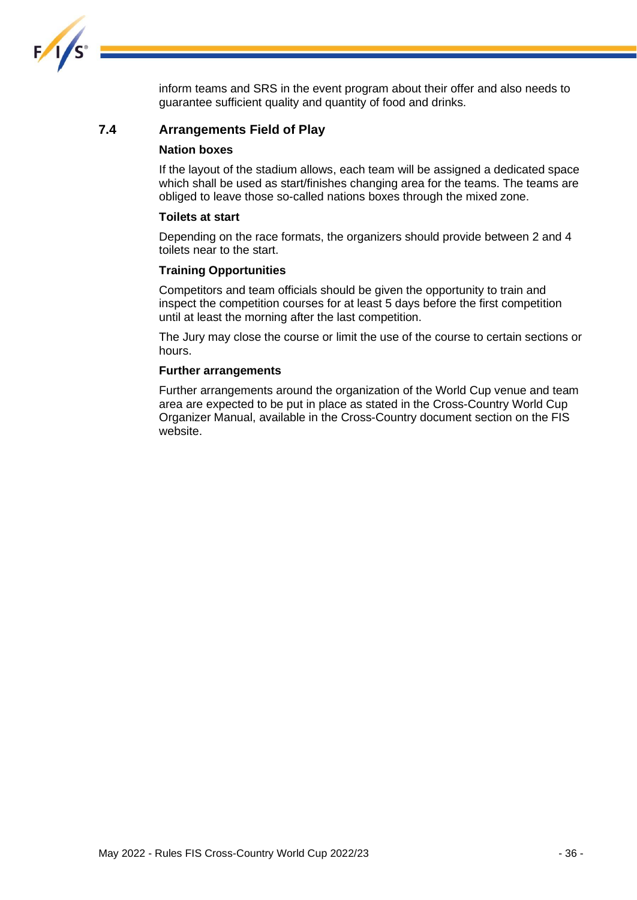inform teams and SRS in the event program about their offer and also needs to guarantee sufficient quality and quantity of food and drinks.

## 7.4 Arrangements Field of Play

**Nation boxes**

If the layout of the stadium allows, each team will be assigned a dedicated space which shall be used as start/finishes changing area for the teams. The teams are obliged to leave those so-called nations boxes through the mixed zone.

**Toilets at start**

Depending on the race formats, the organizers should provide between 2 and 4 toilets near to the start.

**Training Opportunities**

Competitors and team officials should be given the opportunity to train and inspect the competition courses for at least 5 days before the first competition until at least the morning after the last competition.

The Jury may close the course or limit the use of the course to certain sections or hours.

**Further arrangements**

Further arrangements around the organization of the World Cup venue and team area are expected to be put in place as stated in the Cross-Country World Cup Organizer Manual, available in the Cross-Country document section on the FIS website.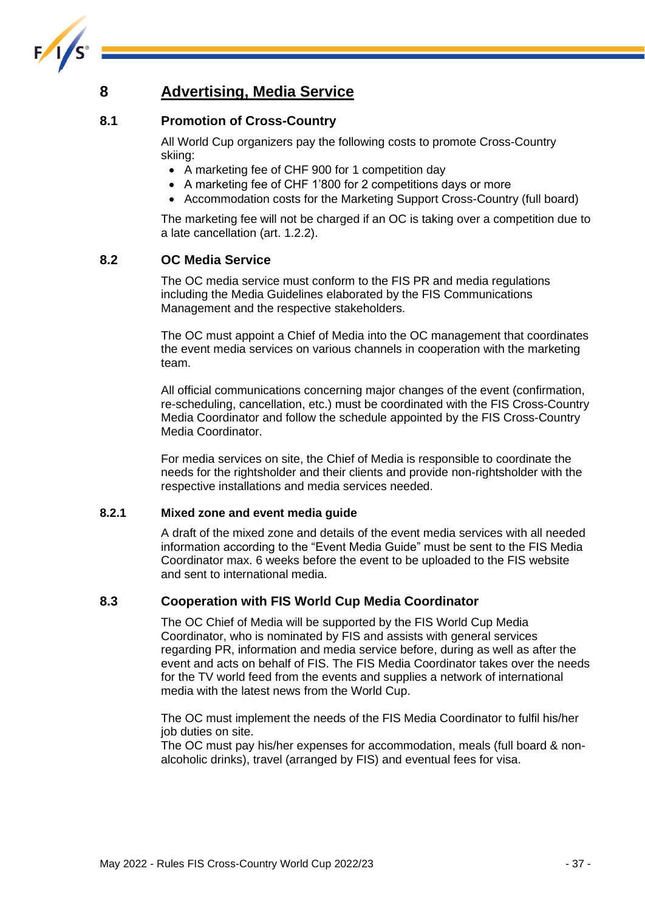# 8 Advertising, Media Service

## 8.1 Promotion of Cross-Country

All World Cup organizers pay the following costs to promote Cross-Country skiing:

- A marketing fee of CHF 900 for 1 competition day
- A marketing fee of CHF 1'800 for 2 competitions days or more
- Accommodation costs for the Marketing Support Cross-Country (full board)

The marketing fee will not be charged if an OC is taking over a competition due to a late cancellation (art. 1.2.2).

## 8.2 OC Media Service

The OC media service must conform to the FIS PR and media regulations including the Media Guidelines elaborated by the FIS Communications Management and the respective stakeholders.

The OC must appoint a Chief of Media into the OC management that coordinates the event media services on various channels in cooperation with the marketing team.

All official communications concerning major changes of the event (confirmation, re-scheduling, cancellation, etc.) must be coordinated with the FIS Cross-Country Media Coordinator and follow the schedule appointed by the FIS Cross-Country Media Coordinator.

For media services on site, the Chief of Media is responsible to coordinate the needs for the rightsholder and their clients and provide non-rightsholder with the respective installations and media services needed.

### 8.2.1 Mixed zone and event media guide

A draft of the mixed zone and details of the event media services with all needed information according to the "Event Media Guide" must be sent to the FIS Media Coordinator max. 6 weeks before the event to be uploaded to the FIS website and sent to international media.

## 8.3 Cooperation with FIS World Cup Media Coordinator

The OC Chief of Media will be supported by the FIS World Cup Media Coordinator, who is nominated by FIS and assists with general services regarding PR, information and media service before, during as well as after the event and acts on behalf of FIS. The FIS Media Coordinator takes over the needs for the TV world feed from the events and supplies a network of international media with the latest news from the World Cup.

The OC must implement the needs of the FIS Media Coordinator to fulfil his/her job duties on site.
The OC must pay his/her expenses for accommodation, meals (full board & non-alcoholic drinks), travel (arranged by FIS) and eventual fees for visa.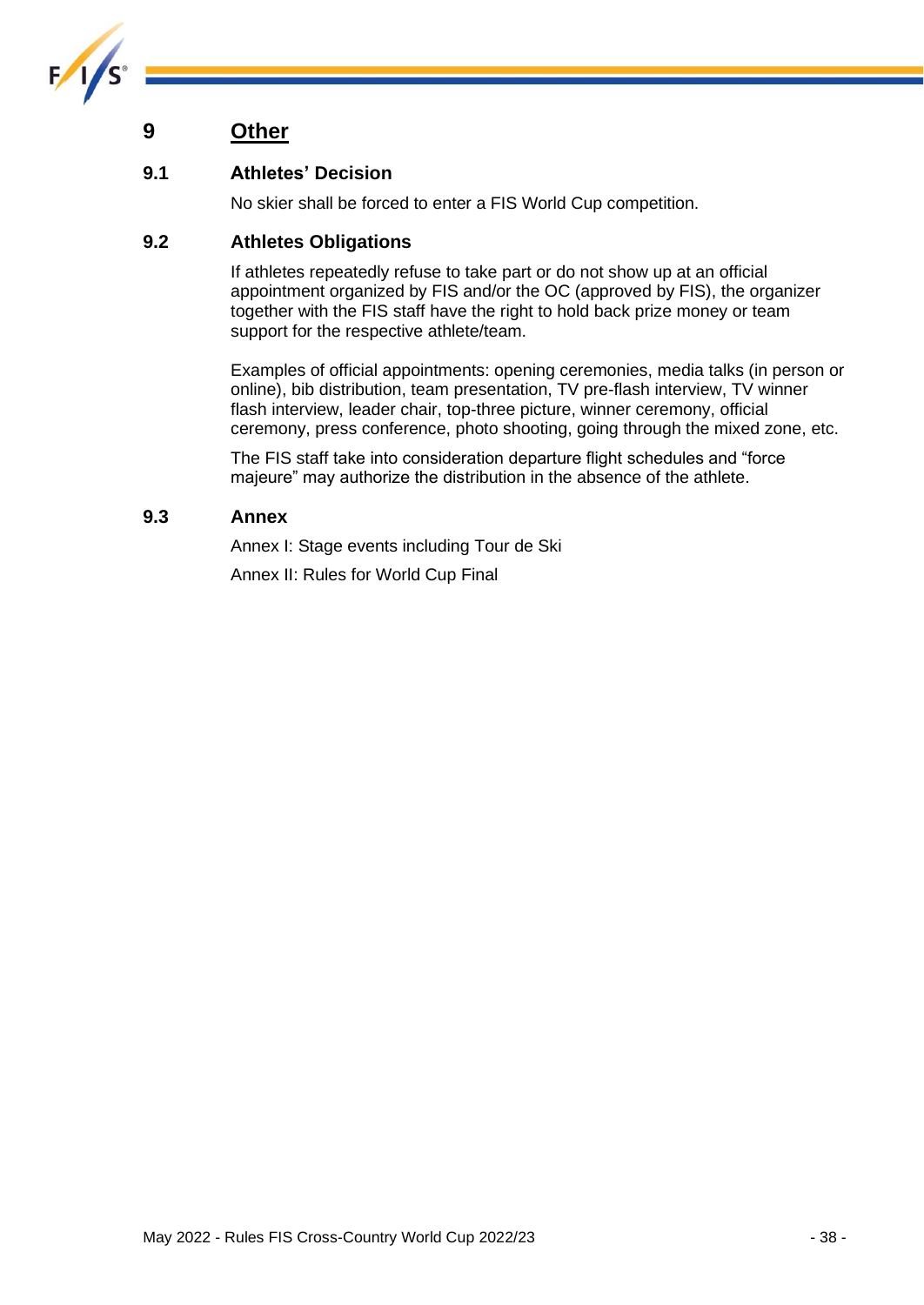# 9 Other

## 9.1 Athletes' Decision

No skier shall be forced to enter a FIS World Cup competition.

## 9.2 Athletes Obligations

If athletes repeatedly refuse to take part or do not show up at an official appointment organized by FIS and/or the OC (approved by FIS), the organizer together with the FIS staff have the right to hold back prize money or team support for the respective athlete/team.

Examples of official appointments: opening ceremonies, media talks (in person or online), bib distribution, team presentation, TV pre-flash interview, TV winner flash interview, leader chair, top-three picture, winner ceremony, official ceremony, press conference, photo shooting, going through the mixed zone, etc.

The FIS staff take into consideration departure flight schedules and "force majeure" may authorize the distribution in the absence of the athlete.

## 9.3 Annex

Annex I: Stage events including Tour de Ski

Annex II: Rules for World Cup Final